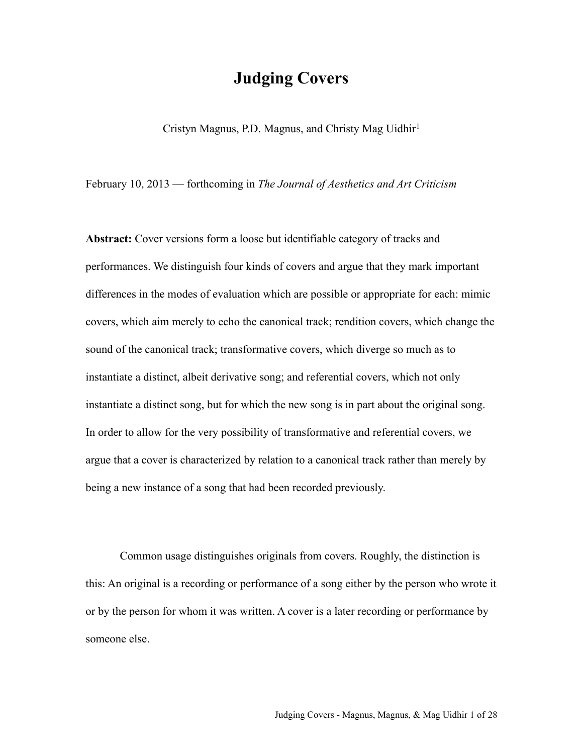# Judging Covers

Cristyn Magnus, P.D. Magnus, and Christy Mag Uidhir[1]

February 10, 2013 — forthcoming in *The Journal of Aesthetics and Art Criticism*

**Abstract:** Cover versions form a loose but identifiable category of tracks and performances. We distinguish four kinds of covers and argue that they mark important differences in the modes of evaluation which are possible or appropriate for each: mimic covers, which aim merely to echo the canonical track; rendition covers, which change the sound of the canonical track; transformative covers, which diverge so much as to instantiate a distinct, albeit derivative song; and referential covers, which not only instantiate a distinct song, but for which the new song is in part about the original song. In order to allow for the very possibility of transformative and referential covers, we argue that a cover is characterized by relation to a canonical track rather than merely by being a new instance of a song that had been recorded previously.

Common usage distinguishes originals from covers. Roughly, the distinction is this: An original is a recording or performance of a song either by the person who wrote it or by the person for whom it was written. A cover is a later recording or performance by someone else.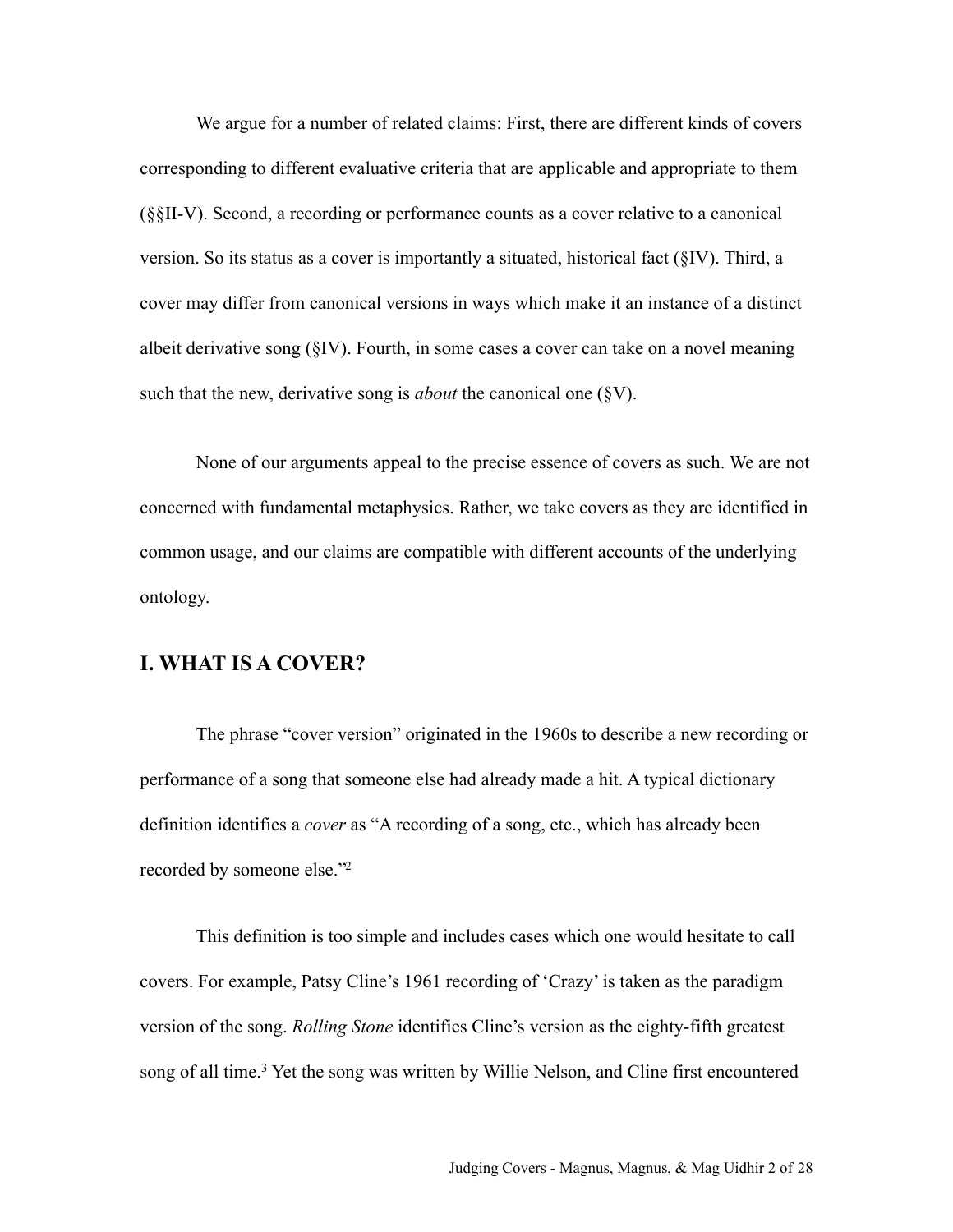We argue for a number of related claims: First, there are different kinds of covers corresponding to different evaluative criteria that are applicable and appropriate to them (§§II-V). Second, a recording or performance counts as a cover relative to a canonical version. So its status as a cover is importantly a situated, historical fact (§IV). Third, a cover may differ from canonical versions in ways which make it an instance of a distinct albeit derivative song (§IV). Fourth, in some cases a cover can take on a novel meaning such that the new, derivative song is *about* the canonical one (§V).

None of our arguments appeal to the precise essence of covers as such. We are not concerned with fundamental metaphysics. Rather, we take covers as they are identified in common usage, and our claims are compatible with different accounts of the underlying ontology.

## I. WHAT IS A COVER?

The phrase "cover version" originated in the 1960s to describe a new recording or performance of a song that someone else had already made a hit. A typical dictionary definition identifies a *cover* as "A recording of a song, etc., which has already been recorded by someone else."[2]

This definition is too simple and includes cases which one would hesitate to call covers. For example, Patsy Cline's 1961 recording of 'Crazy' is taken as the paradigm version of the song. *Rolling Stone* identifies Cline's version as the eighty-fifth greatest song of all time.[3] Yet the song was written by Willie Nelson, and Cline first encountered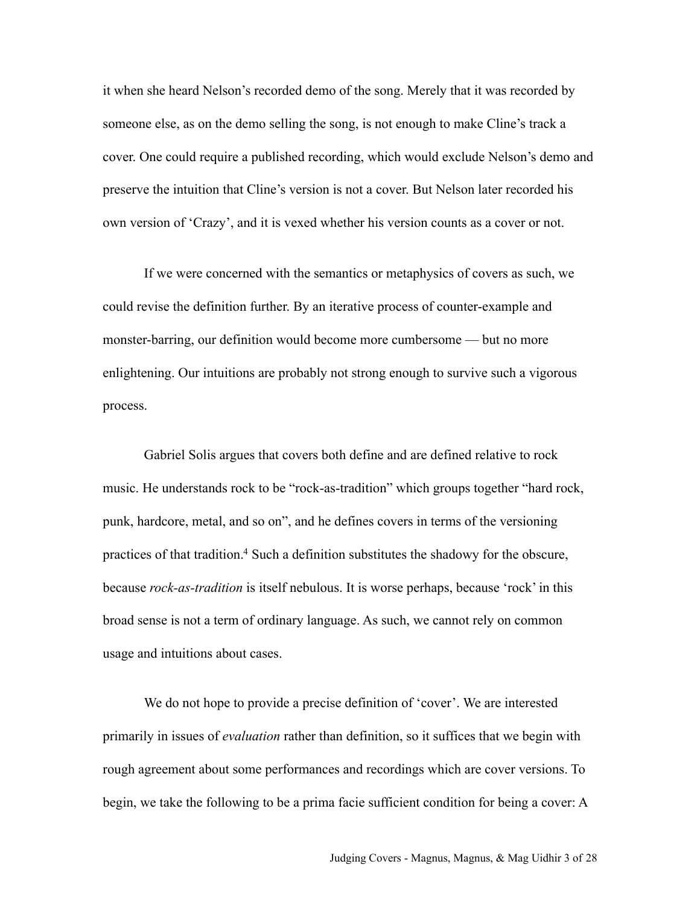it when she heard Nelson's recorded demo of the song. Merely that it was recorded by someone else, as on the demo selling the song, is not enough to make Cline's track a cover. One could require a published recording, which would exclude Nelson's demo and preserve the intuition that Cline's version is not a cover. But Nelson later recorded his own version of 'Crazy', and it is vexed whether his version counts as a cover or not.

If we were concerned with the semantics or metaphysics of covers as such, we could revise the definition further. By an iterative process of counter-example and monster-barring, our definition would become more cumbersome — but no more enlightening. Our intuitions are probably not strong enough to survive such a vigorous process.

Gabriel Solis argues that covers both define and are defined relative to rock music. He understands rock to be "rock-as-tradition" which groups together "hard rock, punk, hardcore, metal, and so on", and he defines covers in terms of the versioning practices of that tradition.[4] Such a definition substitutes the shadowy for the obscure, because *rock-as-tradition* is itself nebulous. It is worse perhaps, because 'rock' in this broad sense is not a term of ordinary language. As such, we cannot rely on common usage and intuitions about cases.

We do not hope to provide a precise definition of 'cover'. We are interested primarily in issues of *evaluation* rather than definition, so it suffices that we begin with rough agreement about some performances and recordings which are cover versions. To begin, we take the following to be a prima facie sufficient condition for being a cover: A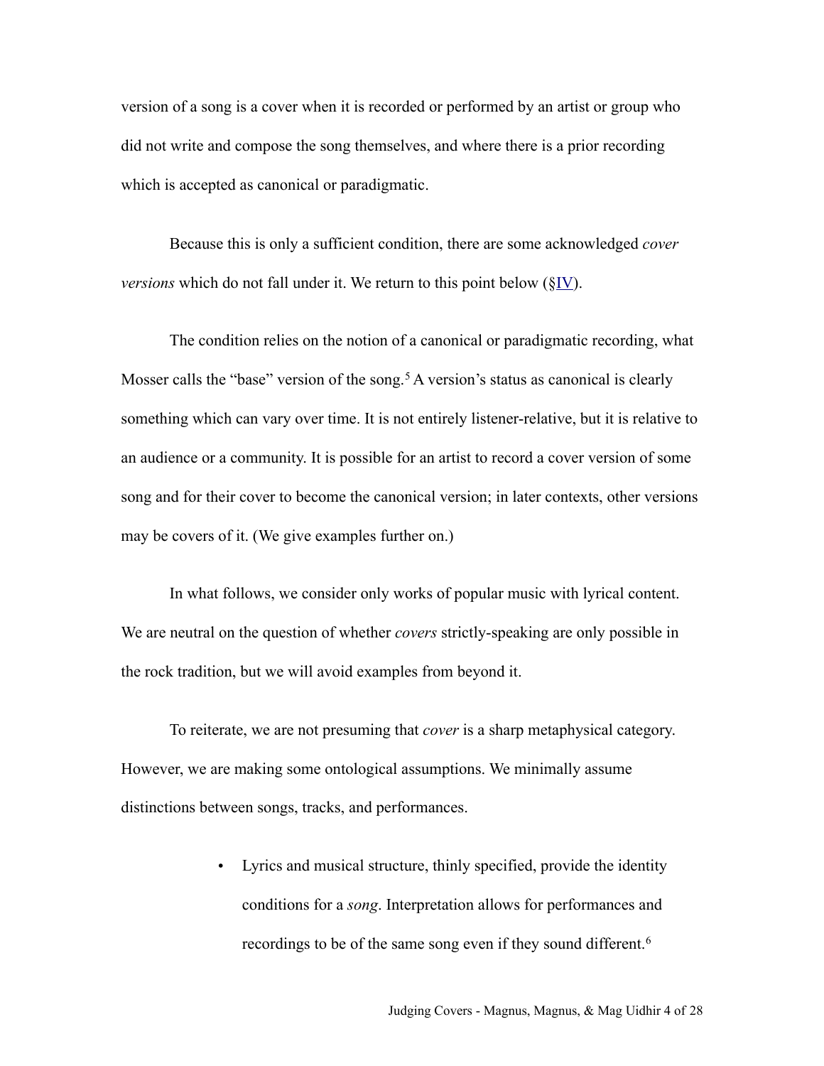version of a song is a cover when it is recorded or performed by an artist or group who did not write and compose the song themselves, and where there is a prior recording which is accepted as canonical or paradigmatic.

Because this is only a sufficient condition, there are some acknowledged *cover versions* which do not fall under it. We return to this point below (§IV).

The condition relies on the notion of a canonical or paradigmatic recording, what Mosser calls the "base" version of the song.[5] A version's status as canonical is clearly something which can vary over time. It is not entirely listener-relative, but it is relative to an audience or a community. It is possible for an artist to record a cover version of some song and for their cover to become the canonical version; in later contexts, other versions may be covers of it. (We give examples further on.)

In what follows, we consider only works of popular music with lyrical content. We are neutral on the question of whether *covers* strictly-speaking are only possible in the rock tradition, but we will avoid examples from beyond it.

To reiterate, we are not presuming that *cover* is a sharp metaphysical category. However, we are making some ontological assumptions. We minimally assume distinctions between songs, tracks, and performances.

- Lyrics and musical structure, thinly specified, provide the identity conditions for a *song*. Interpretation allows for performances and recordings to be of the same song even if they sound different.[6]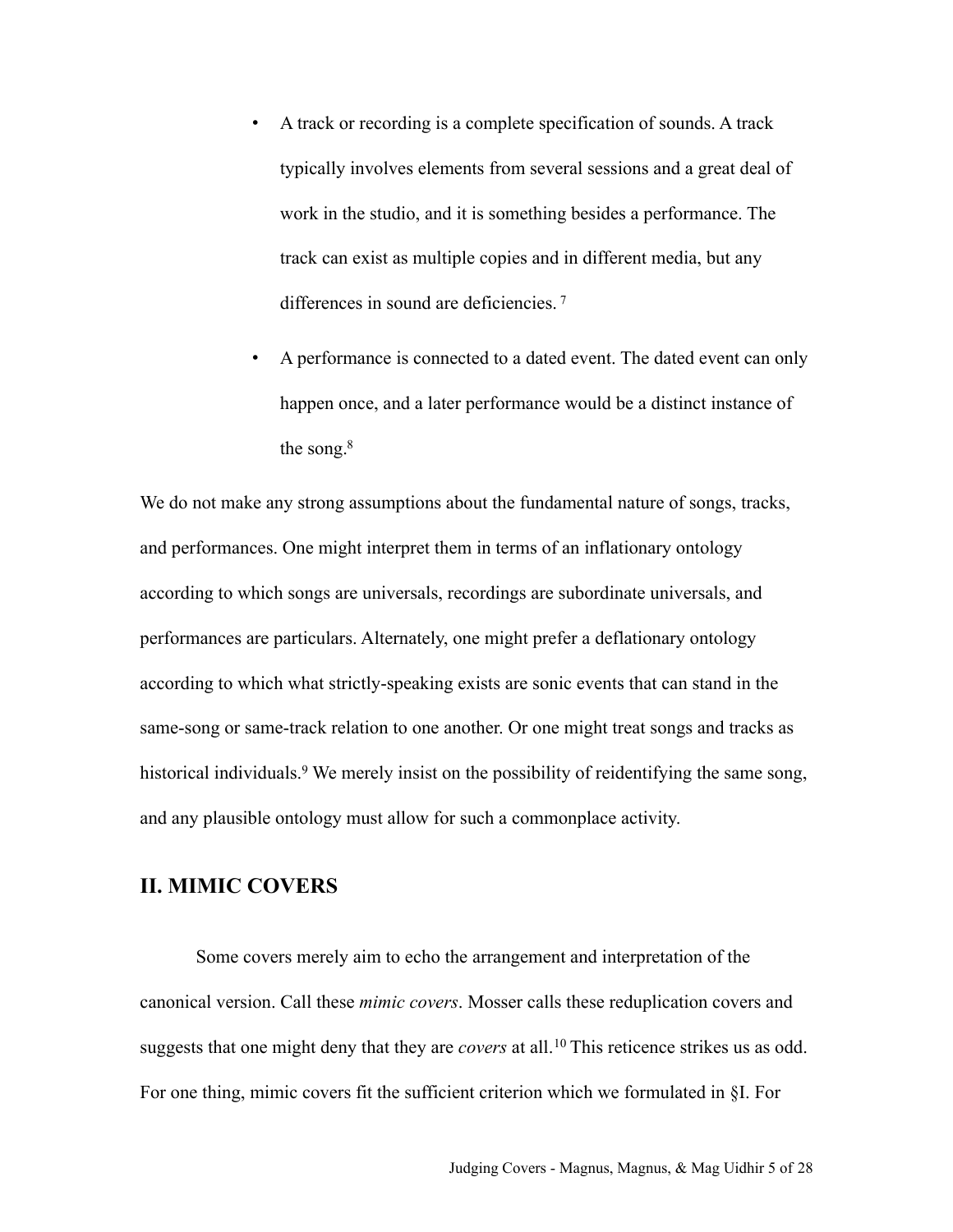- A track or recording is a complete specification of sounds. A track typically involves elements from several sessions and a great deal of work in the studio, and it is something besides a performance. The track can exist as multiple copies and in different media, but any differences in sound are deficiencies. [7]

- A performance is connected to a dated event. The dated event can only happen once, and a later performance would be a distinct instance of the song.[8]

We do not make any strong assumptions about the fundamental nature of songs, tracks, and performances. One might interpret them in terms of an inflationary ontology according to which songs are universals, recordings are subordinate universals, and performances are particulars. Alternately, one might prefer a deflationary ontology according to which what strictly-speaking exists are sonic events that can stand in the same-song or same-track relation to one another. Or one might treat songs and tracks as historical individuals.[9] We merely insist on the possibility of reidentifying the same song, and any plausible ontology must allow for such a commonplace activity.

## II. MIMIC COVERS

Some covers merely aim to echo the arrangement and interpretation of the canonical version. Call these *mimic covers*. Mosser calls these reduplication covers and suggests that one might deny that they are *covers* at all.[10] This reticence strikes us as odd. For one thing, mimic covers fit the sufficient criterion which we formulated in §I. For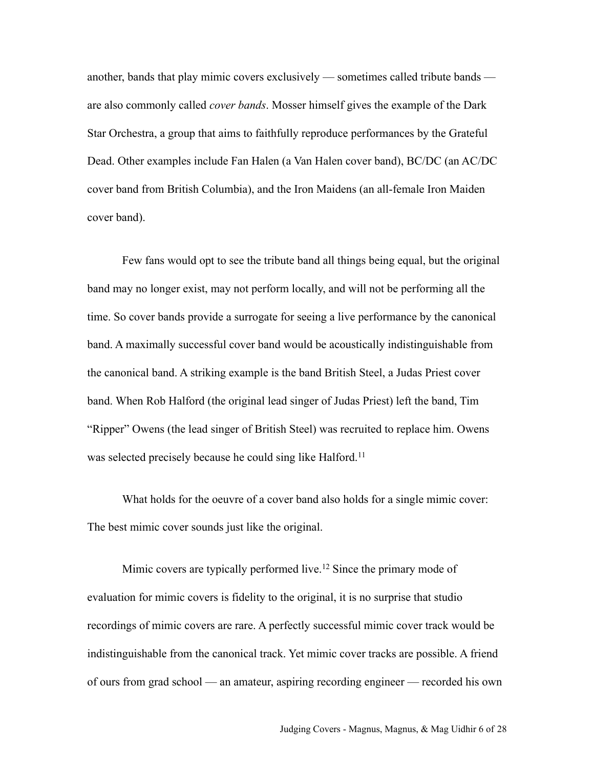another, bands that play mimic covers exclusively — sometimes called tribute bands — are also commonly called *cover bands*. Mosser himself gives the example of the Dark Star Orchestra, a group that aims to faithfully reproduce performances by the Grateful Dead. Other examples include Fan Halen (a Van Halen cover band), BC/DC (an AC/DC cover band from British Columbia), and the Iron Maidens (an all-female Iron Maiden cover band).

Few fans would opt to see the tribute band all things being equal, but the original band may no longer exist, may not perform locally, and will not be performing all the time. So cover bands provide a surrogate for seeing a live performance by the canonical band. A maximally successful cover band would be acoustically indistinguishable from the canonical band. A striking example is the band British Steel, a Judas Priest cover band. When Rob Halford (the original lead singer of Judas Priest) left the band, Tim "Ripper" Owens (the lead singer of British Steel) was recruited to replace him. Owens was selected precisely because he could sing like Halford.[11]

What holds for the oeuvre of a cover band also holds for a single mimic cover: The best mimic cover sounds just like the original.

Mimic covers are typically performed live.[12] Since the primary mode of evaluation for mimic covers is fidelity to the original, it is no surprise that studio recordings of mimic covers are rare. A perfectly successful mimic cover track would be indistinguishable from the canonical track. Yet mimic cover tracks are possible. A friend of ours from grad school — an amateur, aspiring recording engineer — recorded his own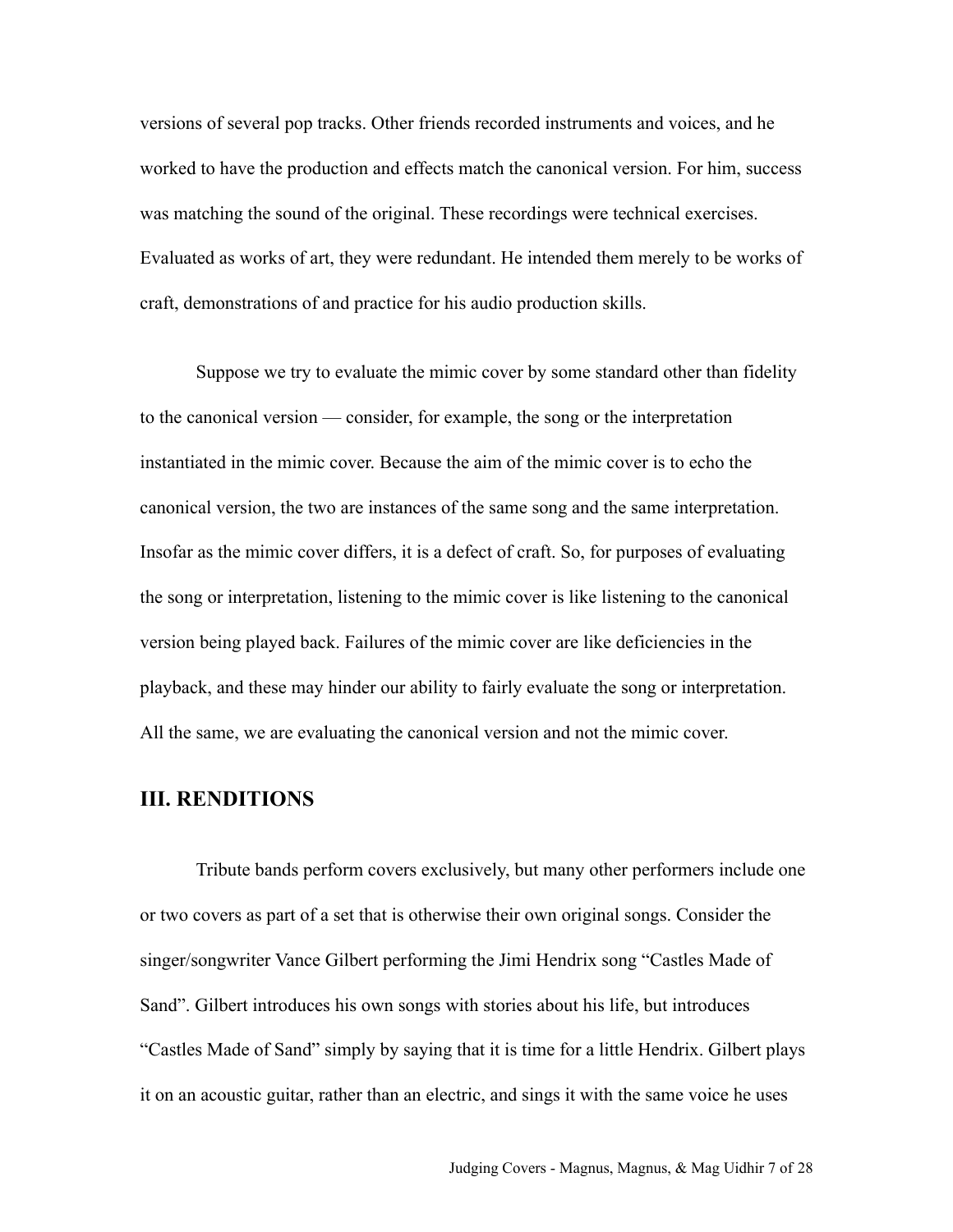versions of several pop tracks. Other friends recorded instruments and voices, and he worked to have the production and effects match the canonical version. For him, success was matching the sound of the original. These recordings were technical exercises. Evaluated as works of art, they were redundant. He intended them merely to be works of craft, demonstrations of and practice for his audio production skills.

Suppose we try to evaluate the mimic cover by some standard other than fidelity to the canonical version — consider, for example, the song or the interpretation instantiated in the mimic cover. Because the aim of the mimic cover is to echo the canonical version, the two are instances of the same song and the same interpretation. Insofar as the mimic cover differs, it is a defect of craft. So, for purposes of evaluating the song or interpretation, listening to the mimic cover is like listening to the canonical version being played back. Failures of the mimic cover are like deficiencies in the playback, and these may hinder our ability to fairly evaluate the song or interpretation. All the same, we are evaluating the canonical version and not the mimic cover.

## III. RENDITIONS

Tribute bands perform covers exclusively, but many other performers include one or two covers as part of a set that is otherwise their own original songs. Consider the singer/songwriter Vance Gilbert performing the Jimi Hendrix song "Castles Made of Sand". Gilbert introduces his own songs with stories about his life, but introduces "Castles Made of Sand" simply by saying that it is time for a little Hendrix. Gilbert plays it on an acoustic guitar, rather than an electric, and sings it with the same voice he uses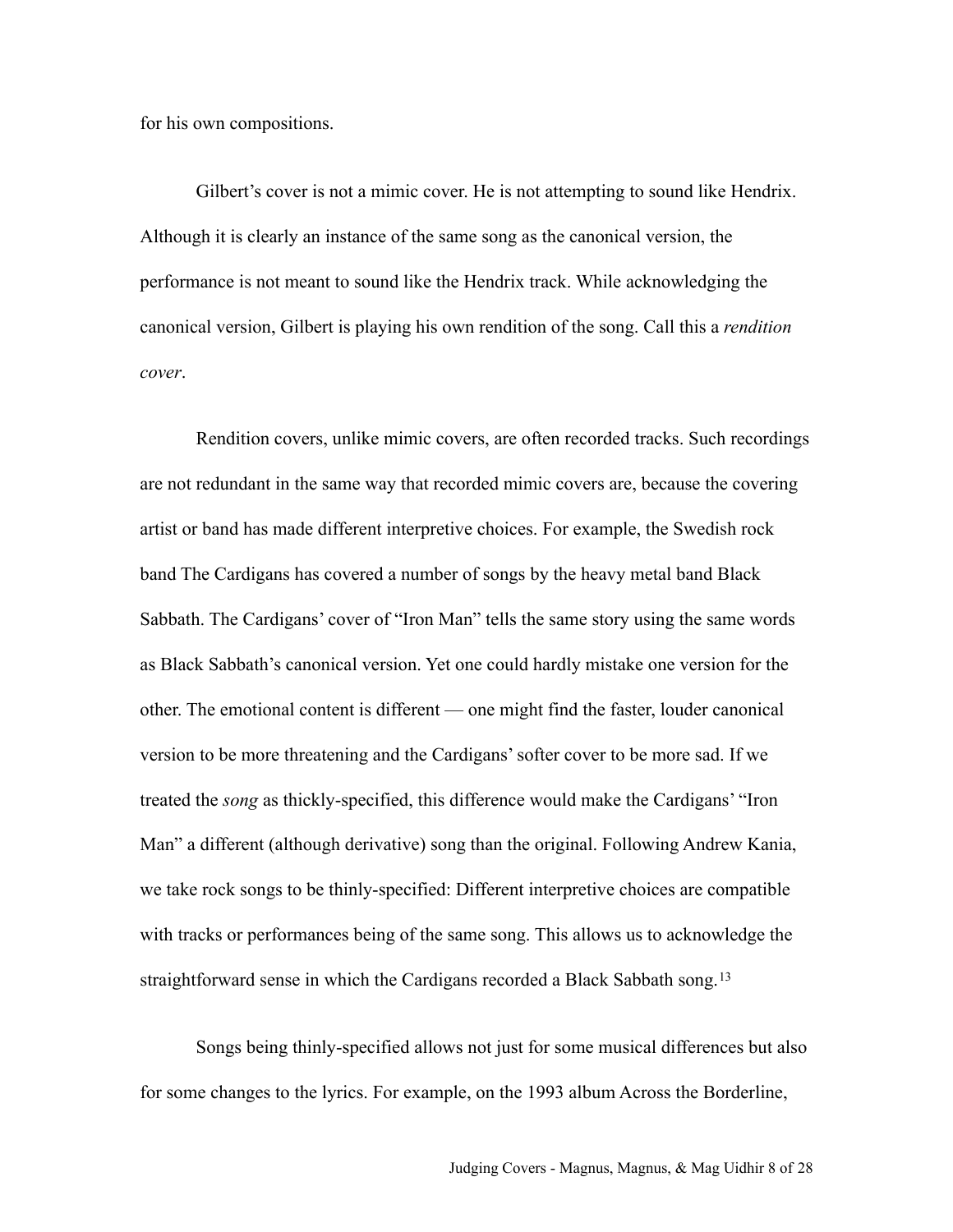for his own compositions.

Gilbert's cover is not a mimic cover. He is not attempting to sound like Hendrix. Although it is clearly an instance of the same song as the canonical version, the performance is not meant to sound like the Hendrix track. While acknowledging the canonical version, Gilbert is playing his own rendition of the song. Call this a *rendition cover*.

Rendition covers, unlike mimic covers, are often recorded tracks. Such recordings are not redundant in the same way that recorded mimic covers are, because the covering artist or band has made different interpretive choices. For example, the Swedish rock band The Cardigans has covered a number of songs by the heavy metal band Black Sabbath. The Cardigans' cover of "Iron Man" tells the same story using the same words as Black Sabbath's canonical version. Yet one could hardly mistake one version for the other. The emotional content is different — one might find the faster, louder canonical version to be more threatening and the Cardigans' softer cover to be more sad. If we treated the *song* as thickly-specified, this difference would make the Cardigans' "Iron Man" a different (although derivative) song than the original. Following Andrew Kania, we take rock songs to be thinly-specified: Different interpretive choices are compatible with tracks or performances being of the same song. This allows us to acknowledge the straightforward sense in which the Cardigans recorded a Black Sabbath song.[13]

Songs being thinly-specified allows not just for some musical differences but also for some changes to the lyrics. For example, on the 1993 album Across the Borderline,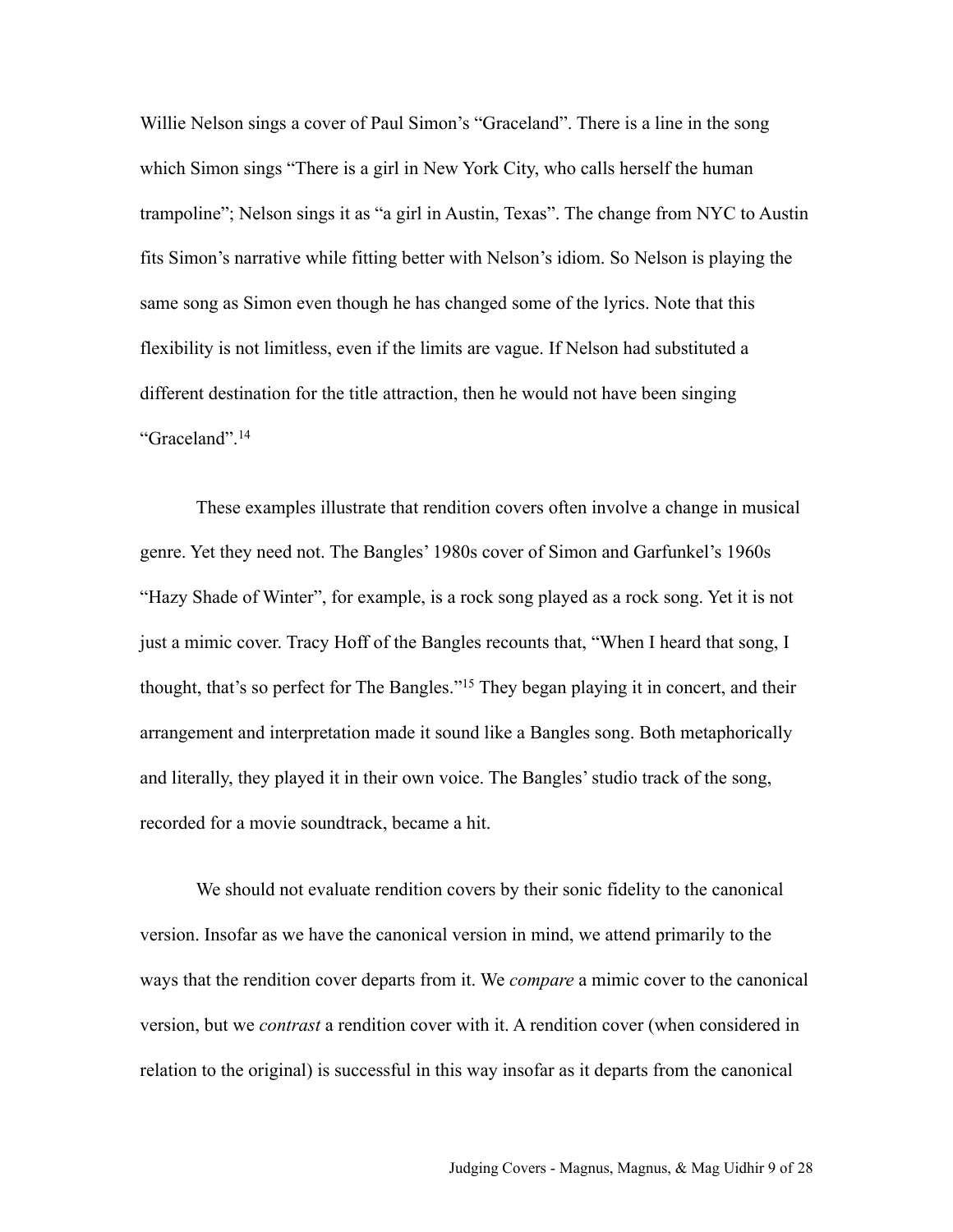Willie Nelson sings a cover of Paul Simon's "Graceland". There is a line in the song which Simon sings "There is a girl in New York City, who calls herself the human trampoline"; Nelson sings it as "a girl in Austin, Texas". The change from NYC to Austin fits Simon's narrative while fitting better with Nelson's idiom. So Nelson is playing the same song as Simon even though he has changed some of the lyrics. Note that this flexibility is not limitless, even if the limits are vague. If Nelson had substituted a different destination for the title attraction, then he would not have been singing "Graceland".[14]

These examples illustrate that rendition covers often involve a change in musical genre. Yet they need not. The Bangles' 1980s cover of Simon and Garfunkel's 1960s "Hazy Shade of Winter", for example, is a rock song played as a rock song. Yet it is not just a mimic cover. Tracy Hoff of the Bangles recounts that, "When I heard that song, I thought, that's so perfect for The Bangles."[15] They began playing it in concert, and their arrangement and interpretation made it sound like a Bangles song. Both metaphorically and literally, they played it in their own voice. The Bangles' studio track of the song, recorded for a movie soundtrack, became a hit.

We should not evaluate rendition covers by their sonic fidelity to the canonical version. Insofar as we have the canonical version in mind, we attend primarily to the ways that the rendition cover departs from it. We *compare* a mimic cover to the canonical version, but we *contrast* a rendition cover with it. A rendition cover (when considered in relation to the original) is successful in this way insofar as it departs from the canonical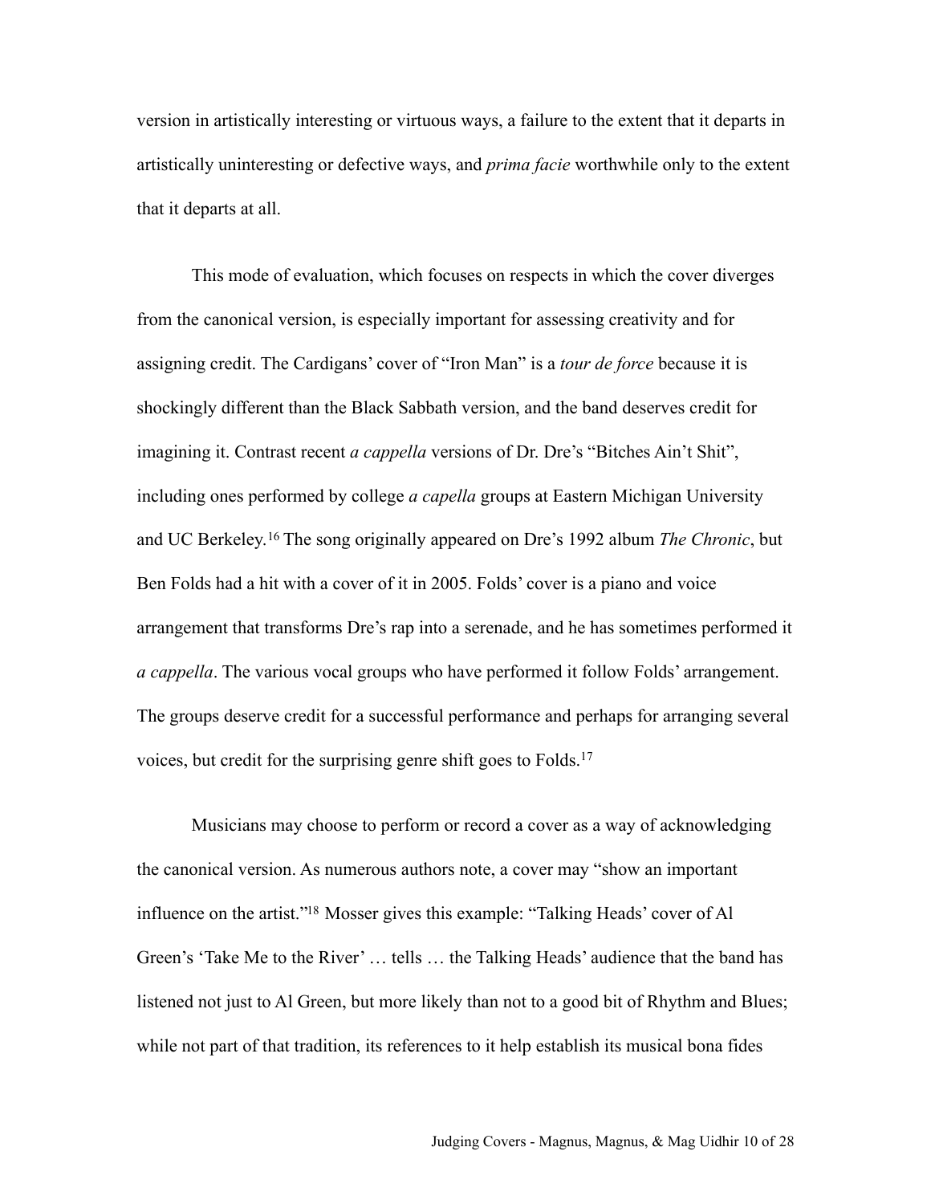version in artistically interesting or virtuous ways, a failure to the extent that it departs in artistically uninteresting or defective ways, and *prima facie* worthwhile only to the extent that it departs at all.

This mode of evaluation, which focuses on respects in which the cover diverges from the canonical version, is especially important for assessing creativity and for assigning credit. The Cardigans' cover of "Iron Man" is a *tour de force* because it is shockingly different than the Black Sabbath version, and the band deserves credit for imagining it. Contrast recent *a cappella* versions of Dr. Dre's "Bitches Ain't Shit", including ones performed by college *a capella* groups at Eastern Michigan University and UC Berkeley.[16] The song originally appeared on Dre's 1992 album *The Chronic*, but Ben Folds had a hit with a cover of it in 2005. Folds' cover is a piano and voice arrangement that transforms Dre's rap into a serenade, and he has sometimes performed it *a cappella*. The various vocal groups who have performed it follow Folds' arrangement. The groups deserve credit for a successful performance and perhaps for arranging several voices, but credit for the surprising genre shift goes to Folds.[17]

Musicians may choose to perform or record a cover as a way of acknowledging the canonical version. As numerous authors note, a cover may "show an important influence on the artist."[18] Mosser gives this example: "Talking Heads' cover of Al Green's 'Take Me to the River' … tells … the Talking Heads' audience that the band has listened not just to Al Green, but more likely than not to a good bit of Rhythm and Blues; while not part of that tradition, its references to it help establish its musical bona fides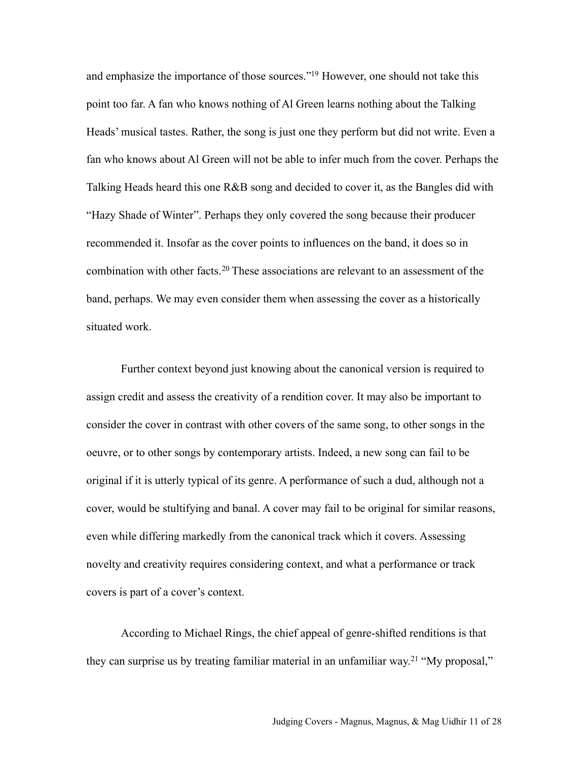and emphasize the importance of those sources."[19] However, one should not take this point too far. A fan who knows nothing of Al Green learns nothing about the Talking Heads' musical tastes. Rather, the song is just one they perform but did not write. Even a fan who knows about Al Green will not be able to infer much from the cover. Perhaps the Talking Heads heard this one R&B song and decided to cover it, as the Bangles did with "Hazy Shade of Winter". Perhaps they only covered the song because their producer recommended it. Insofar as the cover points to influences on the band, it does so in combination with other facts.[20] These associations are relevant to an assessment of the band, perhaps. We may even consider them when assessing the cover as a historically situated work.

Further context beyond just knowing about the canonical version is required to assign credit and assess the creativity of a rendition cover. It may also be important to consider the cover in contrast with other covers of the same song, to other songs in the oeuvre, or to other songs by contemporary artists. Indeed, a new song can fail to be original if it is utterly typical of its genre. A performance of such a dud, although not a cover, would be stultifying and banal. A cover may fail to be original for similar reasons, even while differing markedly from the canonical track which it covers. Assessing novelty and creativity requires considering context, and what a performance or track covers is part of a cover's context.

According to Michael Rings, the chief appeal of genre-shifted renditions is that they can surprise us by treating familiar material in an unfamiliar way.[21] "My proposal,"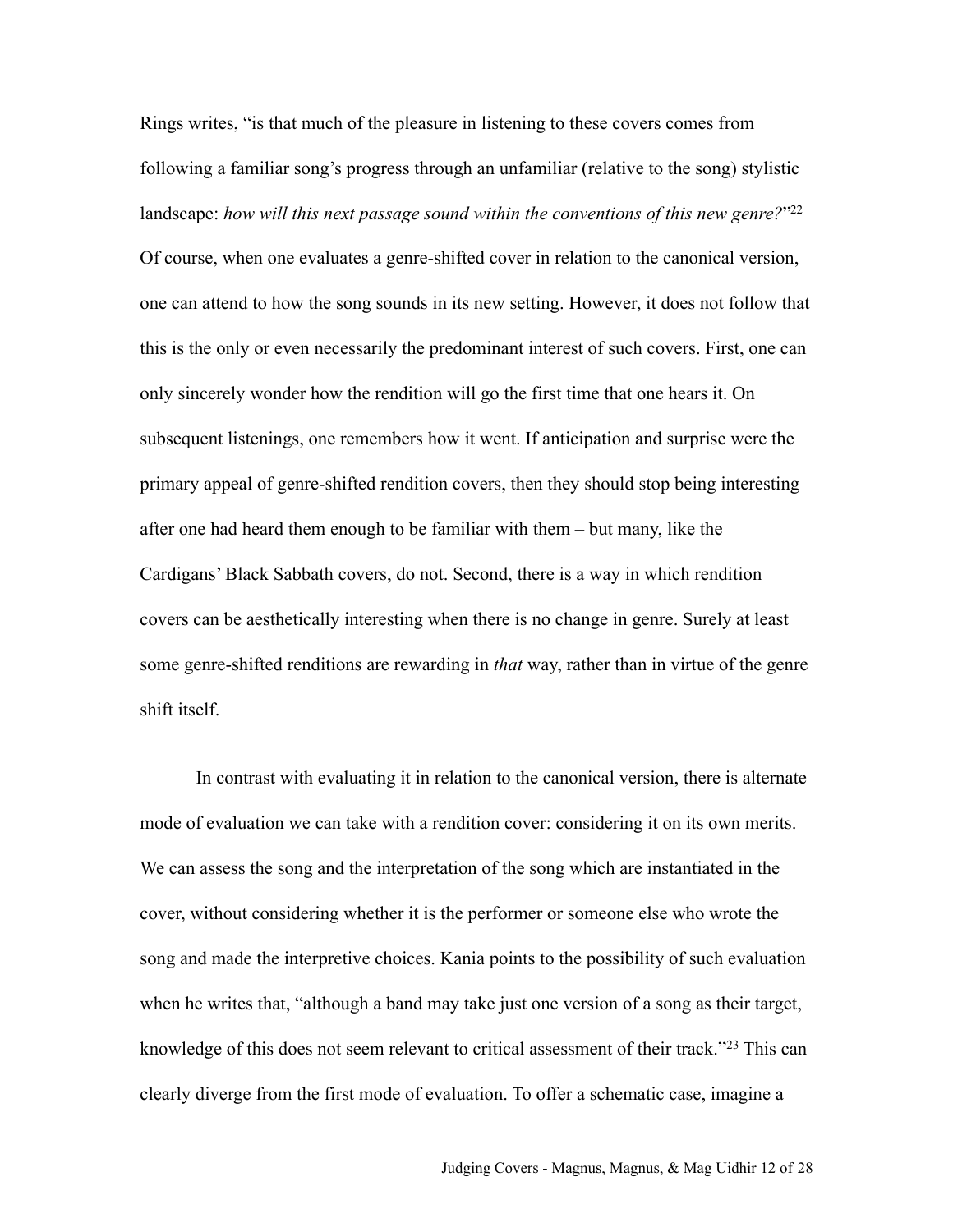Rings writes, "is that much of the pleasure in listening to these covers comes from following a familiar song's progress through an unfamiliar (relative to the song) stylistic landscape: *how will this next passage sound within the conventions of this new genre?*"[22] Of course, when one evaluates a genre-shifted cover in relation to the canonical version, one can attend to how the song sounds in its new setting. However, it does not follow that this is the only or even necessarily the predominant interest of such covers. First, one can only sincerely wonder how the rendition will go the first time that one hears it. On subsequent listenings, one remembers how it went. If anticipation and surprise were the primary appeal of genre-shifted rendition covers, then they should stop being interesting after one had heard them enough to be familiar with them – but many, like the Cardigans' Black Sabbath covers, do not. Second, there is a way in which rendition covers can be aesthetically interesting when there is no change in genre. Surely at least some genre-shifted renditions are rewarding in *that* way, rather than in virtue of the genre shift itself.

In contrast with evaluating it in relation to the canonical version, there is alternate mode of evaluation we can take with a rendition cover: considering it on its own merits. We can assess the song and the interpretation of the song which are instantiated in the cover, without considering whether it is the performer or someone else who wrote the song and made the interpretive choices. Kania points to the possibility of such evaluation when he writes that, "although a band may take just one version of a song as their target, knowledge of this does not seem relevant to critical assessment of their track."[23] This can clearly diverge from the first mode of evaluation. To offer a schematic case, imagine a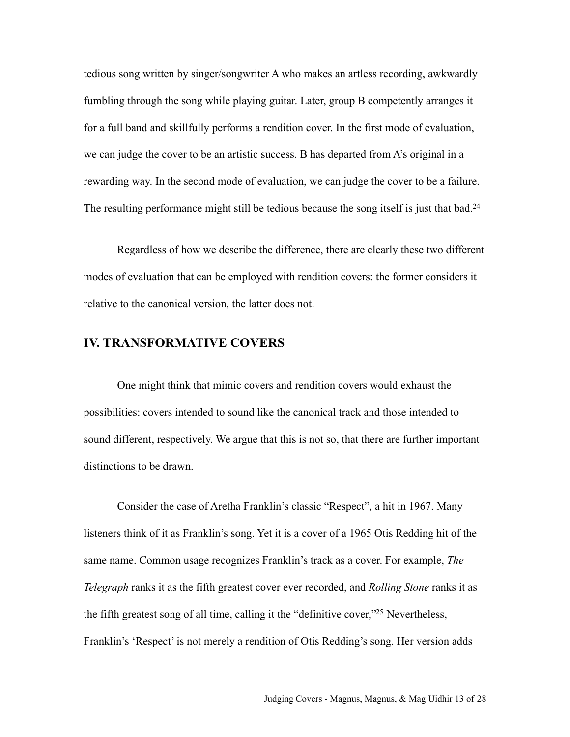tedious song written by singer/songwriter A who makes an artless recording, awkwardly fumbling through the song while playing guitar. Later, group B competently arranges it for a full band and skillfully performs a rendition cover. In the first mode of evaluation, we can judge the cover to be an artistic success. B has departed from A's original in a rewarding way. In the second mode of evaluation, we can judge the cover to be a failure. The resulting performance might still be tedious because the song itself is just that bad.[24]

Regardless of how we describe the difference, there are clearly these two different modes of evaluation that can be employed with rendition covers: the former considers it relative to the canonical version, the latter does not.

## IV. TRANSFORMATIVE COVERS

One might think that mimic covers and rendition covers would exhaust the possibilities: covers intended to sound like the canonical track and those intended to sound different, respectively. We argue that this is not so, that there are further important distinctions to be drawn.

Consider the case of Aretha Franklin's classic "Respect", a hit in 1967. Many listeners think of it as Franklin's song. Yet it is a cover of a 1965 Otis Redding hit of the same name. Common usage recognizes Franklin's track as a cover. For example, *The Telegraph* ranks it as the fifth greatest cover ever recorded, and *Rolling Stone* ranks it as the fifth greatest song of all time, calling it the "definitive cover,"[25] Nevertheless, Franklin's 'Respect' is not merely a rendition of Otis Redding's song. Her version adds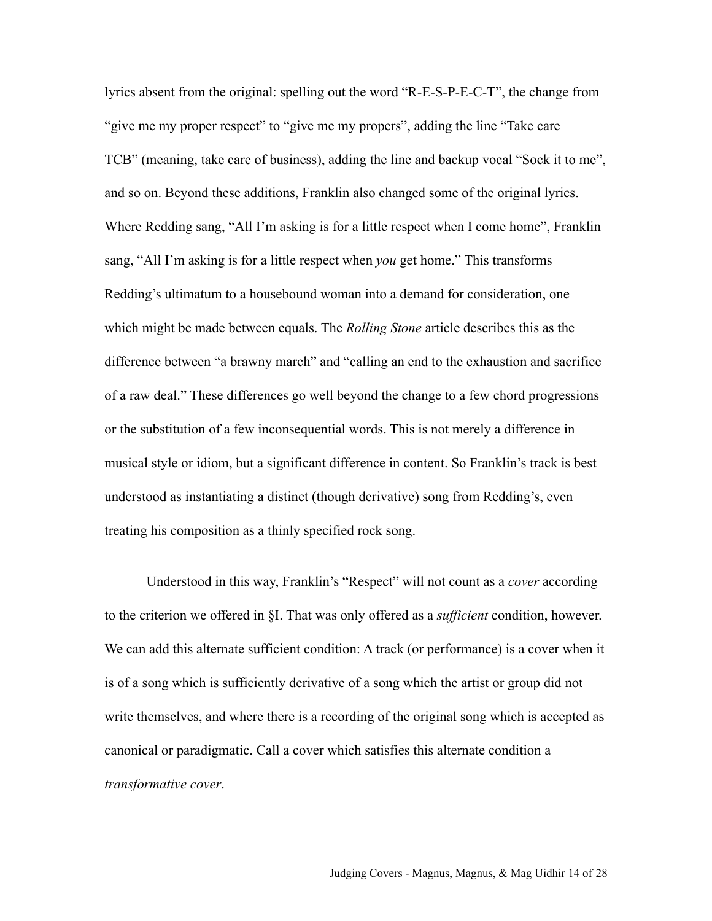lyrics absent from the original: spelling out the word "R-E-S-P-E-C-T", the change from "give me my proper respect" to "give me my propers", adding the line "Take care TCB" (meaning, take care of business), adding the line and backup vocal "Sock it to me", and so on. Beyond these additions, Franklin also changed some of the original lyrics. Where Redding sang, "All I'm asking is for a little respect when I come home", Franklin sang, "All I'm asking is for a little respect when *you* get home." This transforms Redding's ultimatum to a housebound woman into a demand for consideration, one which might be made between equals. The *Rolling Stone* article describes this as the difference between "a brawny march" and "calling an end to the exhaustion and sacrifice of a raw deal." These differences go well beyond the change to a few chord progressions or the substitution of a few inconsequential words. This is not merely a difference in musical style or idiom, but a significant difference in content. So Franklin's track is best understood as instantiating a distinct (though derivative) song from Redding's, even treating his composition as a thinly specified rock song.

Understood in this way, Franklin's "Respect" will not count as a *cover* according to the criterion we offered in §I. That was only offered as a *sufficient* condition, however. We can add this alternate sufficient condition: A track (or performance) is a cover when it is of a song which is sufficiently derivative of a song which the artist or group did not write themselves, and where there is a recording of the original song which is accepted as canonical or paradigmatic. Call a cover which satisfies this alternate condition a *transformative cover*.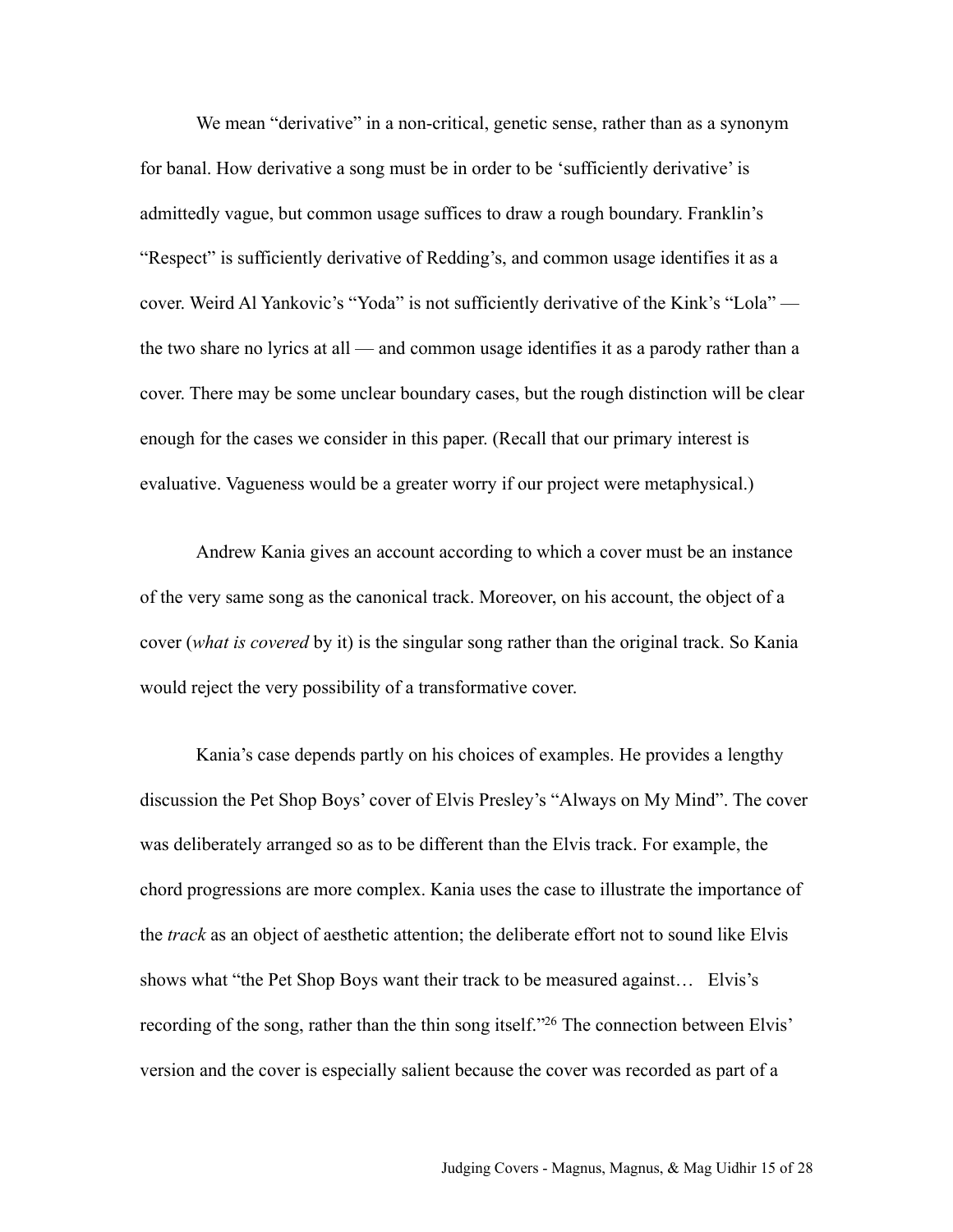We mean "derivative" in a non-critical, genetic sense, rather than as a synonym for banal. How derivative a song must be in order to be 'sufficiently derivative' is admittedly vague, but common usage suffices to draw a rough boundary. Franklin's "Respect" is sufficiently derivative of Redding's, and common usage identifies it as a cover. Weird Al Yankovic's "Yoda" is not sufficiently derivative of the Kink's "Lola" — the two share no lyrics at all — and common usage identifies it as a parody rather than a cover. There may be some unclear boundary cases, but the rough distinction will be clear enough for the cases we consider in this paper. (Recall that our primary interest is evaluative. Vagueness would be a greater worry if our project were metaphysical.)

Andrew Kania gives an account according to which a cover must be an instance of the very same song as the canonical track. Moreover, on his account, the object of a cover (*what is covered* by it) is the singular song rather than the original track. So Kania would reject the very possibility of a transformative cover.

Kania's case depends partly on his choices of examples. He provides a lengthy discussion the Pet Shop Boys' cover of Elvis Presley's "Always on My Mind". The cover was deliberately arranged so as to be different than the Elvis track. For example, the chord progressions are more complex. Kania uses the case to illustrate the importance of the *track* as an object of aesthetic attention; the deliberate effort not to sound like Elvis shows what "the Pet Shop Boys want their track to be measured against… Elvis's recording of the song, rather than the thin song itself."[26] The connection between Elvis' version and the cover is especially salient because the cover was recorded as part of a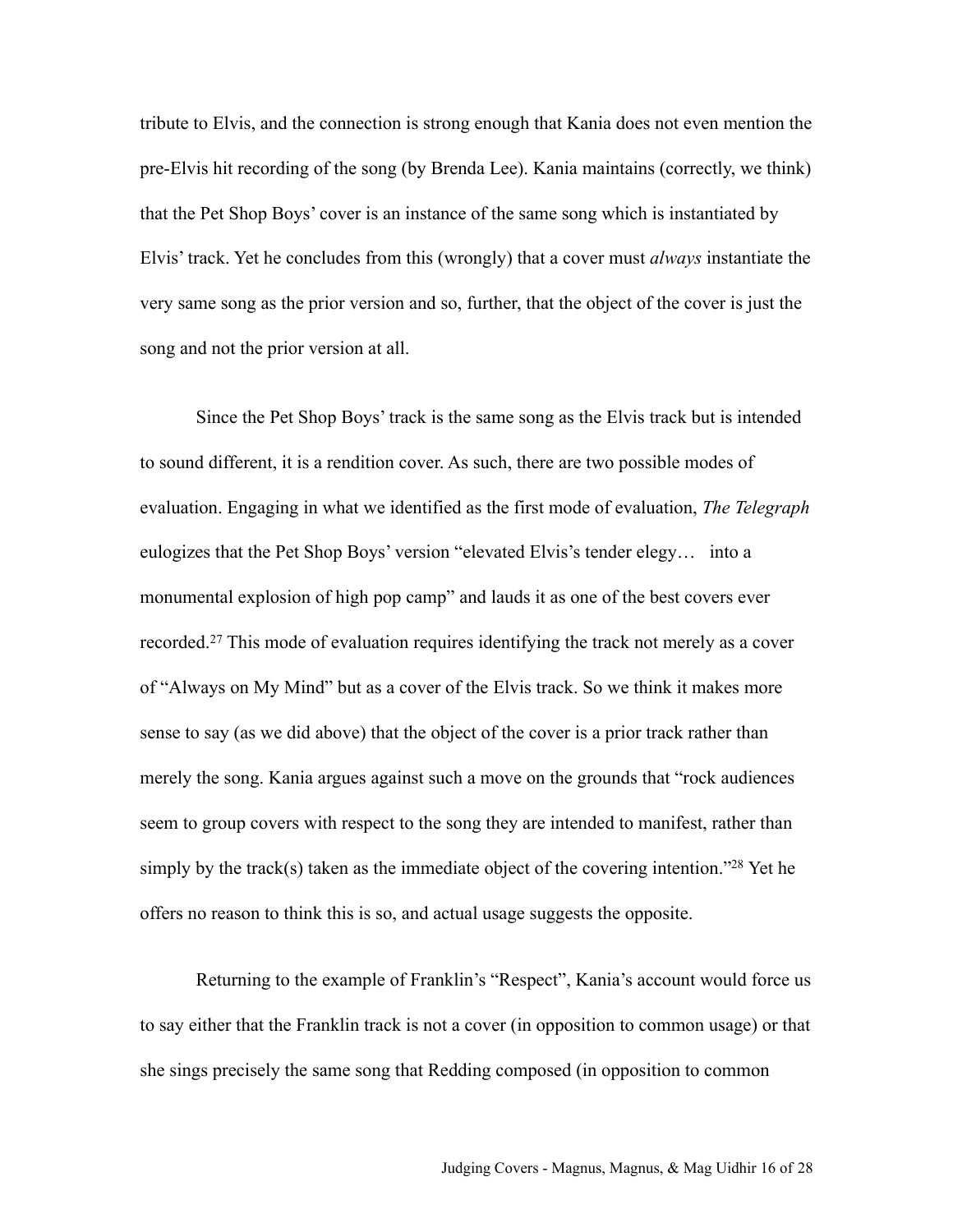tribute to Elvis, and the connection is strong enough that Kania does not even mention the pre-Elvis hit recording of the song (by Brenda Lee). Kania maintains (correctly, we think) that the Pet Shop Boys' cover is an instance of the same song which is instantiated by Elvis' track. Yet he concludes from this (wrongly) that a cover must *always* instantiate the very same song as the prior version and so, further, that the object of the cover is just the song and not the prior version at all.

Since the Pet Shop Boys' track is the same song as the Elvis track but is intended to sound different, it is a rendition cover. As such, there are two possible modes of evaluation. Engaging in what we identified as the first mode of evaluation, *The Telegraph* eulogizes that the Pet Shop Boys' version "elevated Elvis's tender elegy… into a monumental explosion of high pop camp" and lauds it as one of the best covers ever recorded.[27] This mode of evaluation requires identifying the track not merely as a cover of "Always on My Mind" but as a cover of the Elvis track. So we think it makes more sense to say (as we did above) that the object of the cover is a prior track rather than merely the song. Kania argues against such a move on the grounds that "rock audiences seem to group covers with respect to the song they are intended to manifest, rather than simply by the track(s) taken as the immediate object of the covering intention."[28] Yet he offers no reason to think this is so, and actual usage suggests the opposite.

Returning to the example of Franklin's "Respect", Kania's account would force us to say either that the Franklin track is not a cover (in opposition to common usage) or that she sings precisely the same song that Redding composed (in opposition to common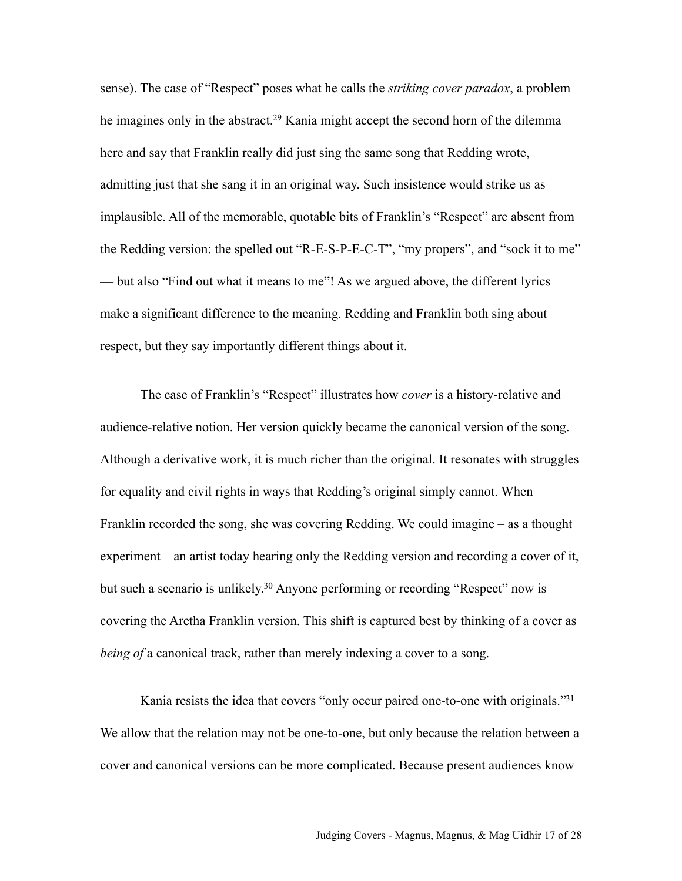sense). The case of “Respect” poses what he calls the *striking cover paradox*, a problem he imagines only in the abstract.[29] Kania might accept the second horn of the dilemma here and say that Franklin really did just sing the same song that Redding wrote, admitting just that she sang it in an original way. Such insistence would strike us as implausible. All of the memorable, quotable bits of Franklin’s “Respect” are absent from the Redding version: the spelled out “R-E-S-P-E-C-T”, “my propers”, and “sock it to me” — but also “Find out what it means to me”! As we argued above, the different lyrics make a significant difference to the meaning. Redding and Franklin both sing about respect, but they say importantly different things about it.

The case of Franklin’s “Respect” illustrates how *cover* is a history-relative and audience-relative notion. Her version quickly became the canonical version of the song. Although a derivative work, it is much richer than the original. It resonates with struggles for equality and civil rights in ways that Redding’s original simply cannot. When Franklin recorded the song, she was covering Redding. We could imagine – as a thought experiment – an artist today hearing only the Redding version and recording a cover of it, but such a scenario is unlikely.[30] Anyone performing or recording “Respect” now is covering the Aretha Franklin version. This shift is captured best by thinking of a cover as *being of* a canonical track, rather than merely indexing a cover to a song.

Kania resists the idea that covers “only occur paired one-to-one with originals.”[31] We allow that the relation may not be one-to-one, but only because the relation between a cover and canonical versions can be more complicated. Because present audiences know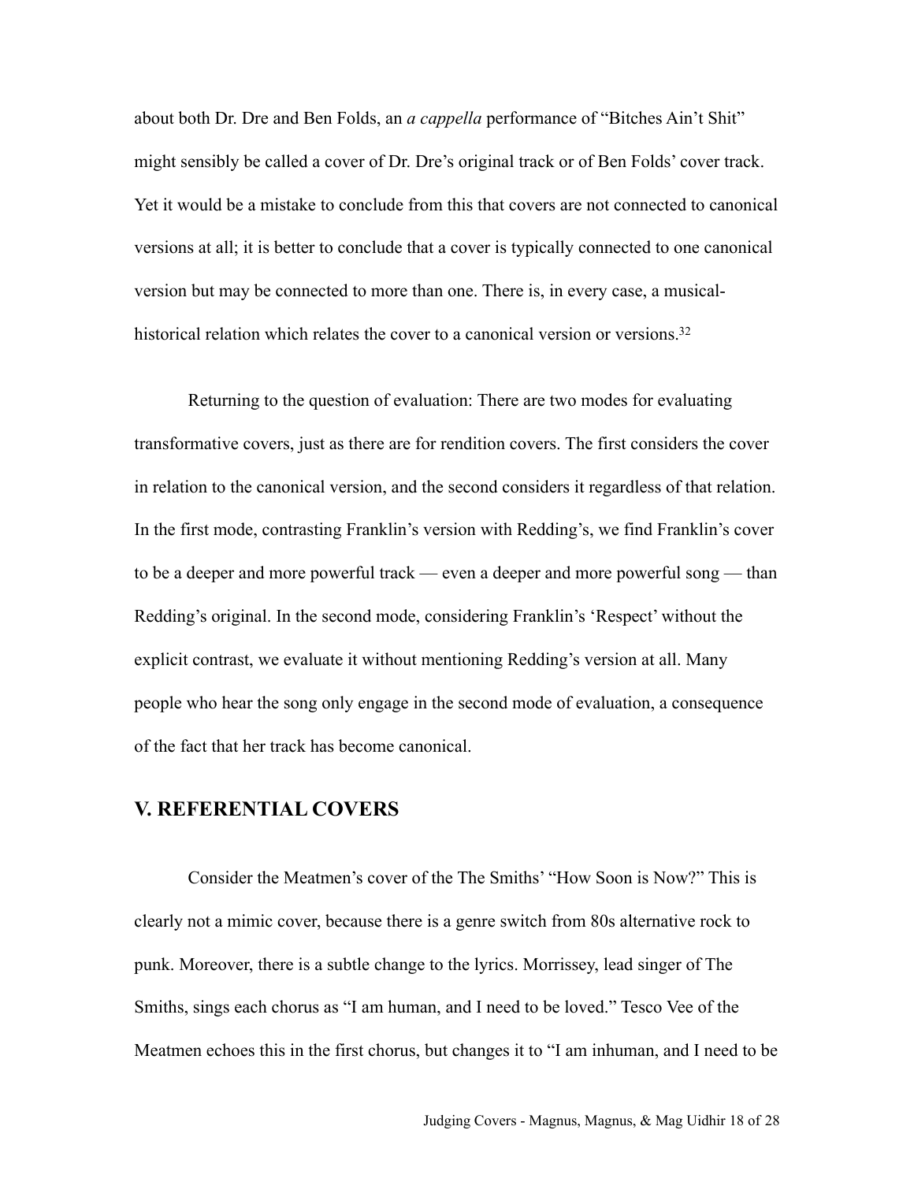about both Dr. Dre and Ben Folds, an *a cappella* performance of "Bitches Ain't Shit" might sensibly be called a cover of Dr. Dre's original track or of Ben Folds' cover track. Yet it would be a mistake to conclude from this that covers are not connected to canonical versions at all; it is better to conclude that a cover is typically connected to one canonical version but may be connected to more than one. There is, in every case, a musical-historical relation which relates the cover to a canonical version or versions.[32]

Returning to the question of evaluation: There are two modes for evaluating transformative covers, just as there are for rendition covers. The first considers the cover in relation to the canonical version, and the second considers it regardless of that relation. In the first mode, contrasting Franklin's version with Redding's, we find Franklin's cover to be a deeper and more powerful track — even a deeper and more powerful song — than Redding's original. In the second mode, considering Franklin's 'Respect' without the explicit contrast, we evaluate it without mentioning Redding's version at all. Many people who hear the song only engage in the second mode of evaluation, a consequence of the fact that her track has become canonical.

## V. REFERENTIAL COVERS

Consider the Meatmen's cover of the The Smiths' "How Soon is Now?" This is clearly not a mimic cover, because there is a genre switch from 80s alternative rock to punk. Moreover, there is a subtle change to the lyrics. Morrissey, lead singer of The Smiths, sings each chorus as "I am human, and I need to be loved." Tesco Vee of the Meatmen echoes this in the first chorus, but changes it to "I am inhuman, and I need to be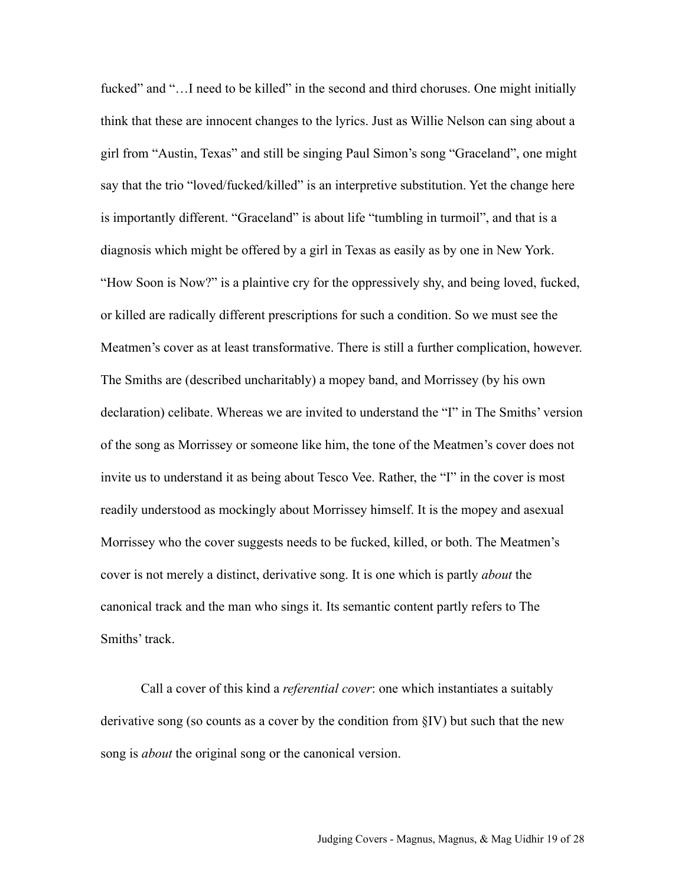fucked" and "…I need to be killed" in the second and third choruses. One might initially think that these are innocent changes to the lyrics. Just as Willie Nelson can sing about a girl from "Austin, Texas" and still be singing Paul Simon's song "Graceland", one might say that the trio "loved/fucked/killed" is an interpretive substitution. Yet the change here is importantly different. "Graceland" is about life "tumbling in turmoil", and that is a diagnosis which might be offered by a girl in Texas as easily as by one in New York. "How Soon is Now?" is a plaintive cry for the oppressively shy, and being loved, fucked, or killed are radically different prescriptions for such a condition. So we must see the Meatmen's cover as at least transformative. There is still a further complication, however. The Smiths are (described uncharitably) a mopey band, and Morrissey (by his own declaration) celibate. Whereas we are invited to understand the "I" in The Smiths' version of the song as Morrissey or someone like him, the tone of the Meatmen's cover does not invite us to understand it as being about Tesco Vee. Rather, the "I" in the cover is most readily understood as mockingly about Morrissey himself. It is the mopey and asexual Morrissey who the cover suggests needs to be fucked, killed, or both. The Meatmen's cover is not merely a distinct, derivative song. It is one which is partly *about* the canonical track and the man who sings it. Its semantic content partly refers to The Smiths' track.

Call a cover of this kind a *referential cover*: one which instantiates a suitably derivative song (so counts as a cover by the condition from §IV) but such that the new song is *about* the original song or the canonical version.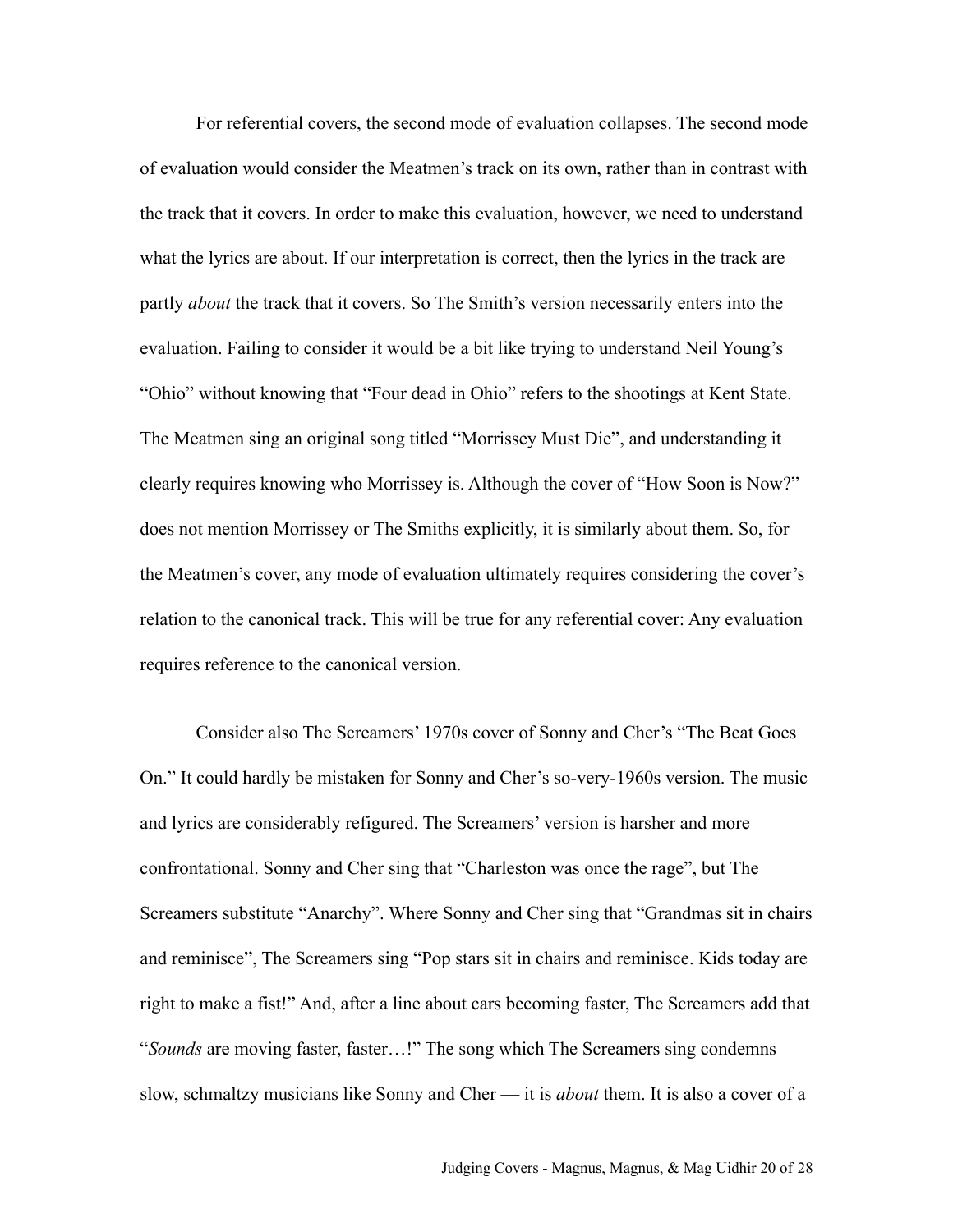For referential covers, the second mode of evaluation collapses. The second mode of evaluation would consider the Meatmen's track on its own, rather than in contrast with the track that it covers. In order to make this evaluation, however, we need to understand what the lyrics are about. If our interpretation is correct, then the lyrics in the track are partly *about* the track that it covers. So The Smith's version necessarily enters into the evaluation. Failing to consider it would be a bit like trying to understand Neil Young's "Ohio" without knowing that "Four dead in Ohio" refers to the shootings at Kent State. The Meatmen sing an original song titled "Morrissey Must Die", and understanding it clearly requires knowing who Morrissey is. Although the cover of "How Soon is Now?" does not mention Morrissey or The Smiths explicitly, it is similarly about them. So, for the Meatmen's cover, any mode of evaluation ultimately requires considering the cover's relation to the canonical track. This will be true for any referential cover: Any evaluation requires reference to the canonical version.

Consider also The Screamers' 1970s cover of Sonny and Cher's "The Beat Goes On." It could hardly be mistaken for Sonny and Cher's so-very-1960s version. The music and lyrics are considerably refigured. The Screamers' version is harsher and more confrontational. Sonny and Cher sing that "Charleston was once the rage", but The Screamers substitute "Anarchy". Where Sonny and Cher sing that "Grandmas sit in chairs and reminisce", The Screamers sing "Pop stars sit in chairs and reminisce. Kids today are right to make a fist!" And, after a line about cars becoming faster, The Screamers add that "*Sounds* are moving faster, faster…!" The song which The Screamers sing condemns slow, schmaltzy musicians like Sonny and Cher — it is *about* them. It is also a cover of a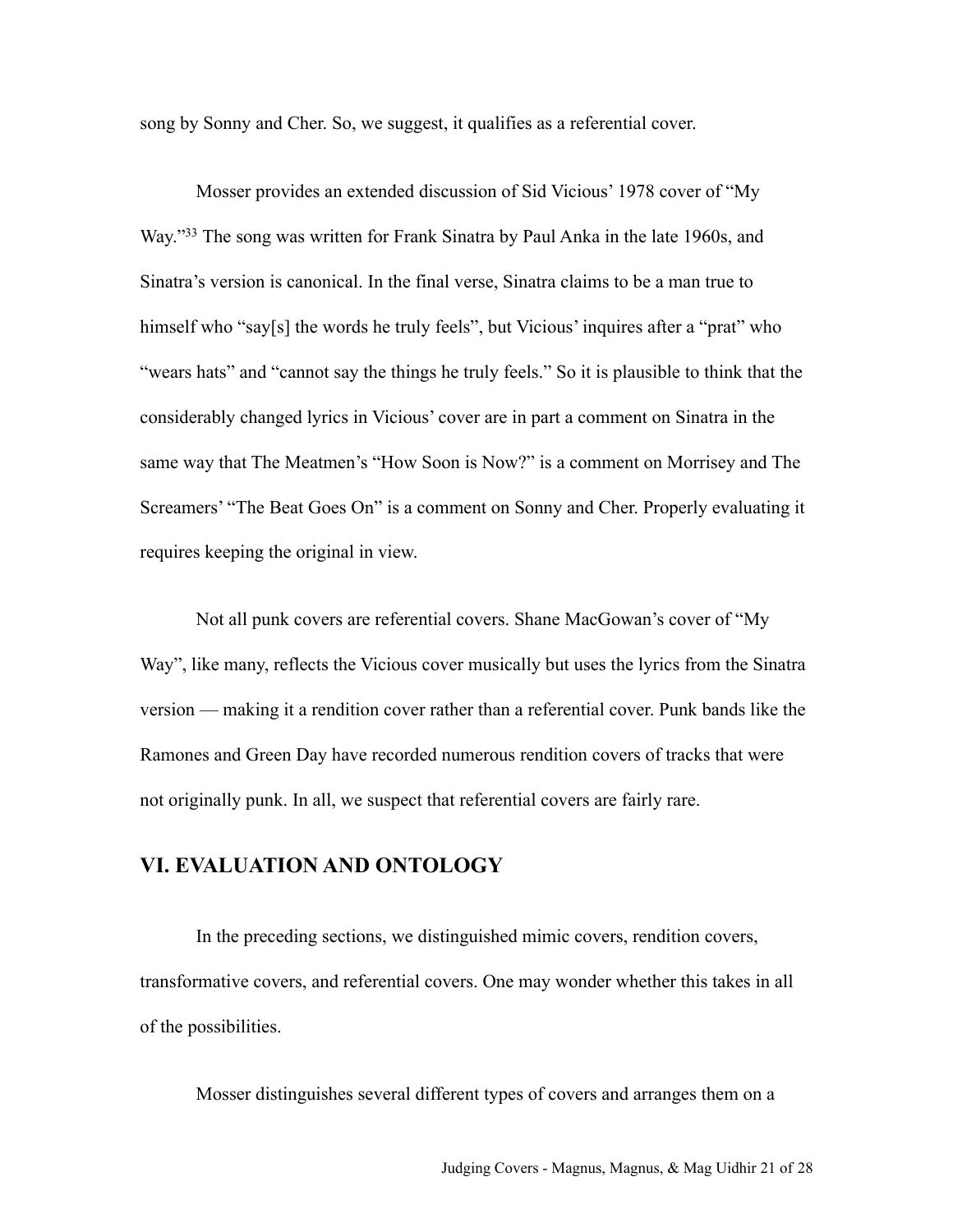song by Sonny and Cher. So, we suggest, it qualifies as a referential cover.

Mosser provides an extended discussion of Sid Vicious' 1978 cover of "My Way."[33] The song was written for Frank Sinatra by Paul Anka in the late 1960s, and Sinatra's version is canonical. In the final verse, Sinatra claims to be a man true to himself who "say[s] the words he truly feels", but Vicious' inquires after a "prat" who "wears hats" and "cannot say the things he truly feels." So it is plausible to think that the considerably changed lyrics in Vicious' cover are in part a comment on Sinatra in the same way that The Meatmen's "How Soon is Now?" is a comment on Morrisey and The Screamers' "The Beat Goes On" is a comment on Sonny and Cher. Properly evaluating it requires keeping the original in view.

Not all punk covers are referential covers. Shane MacGowan's cover of "My Way", like many, reflects the Vicious cover musically but uses the lyrics from the Sinatra version — making it a rendition cover rather than a referential cover. Punk bands like the Ramones and Green Day have recorded numerous rendition covers of tracks that were not originally punk. In all, we suspect that referential covers are fairly rare.

## VI. EVALUATION AND ONTOLOGY

In the preceding sections, we distinguished mimic covers, rendition covers, transformative covers, and referential covers. One may wonder whether this takes in all of the possibilities.

Mosser distinguishes several different types of covers and arranges them on a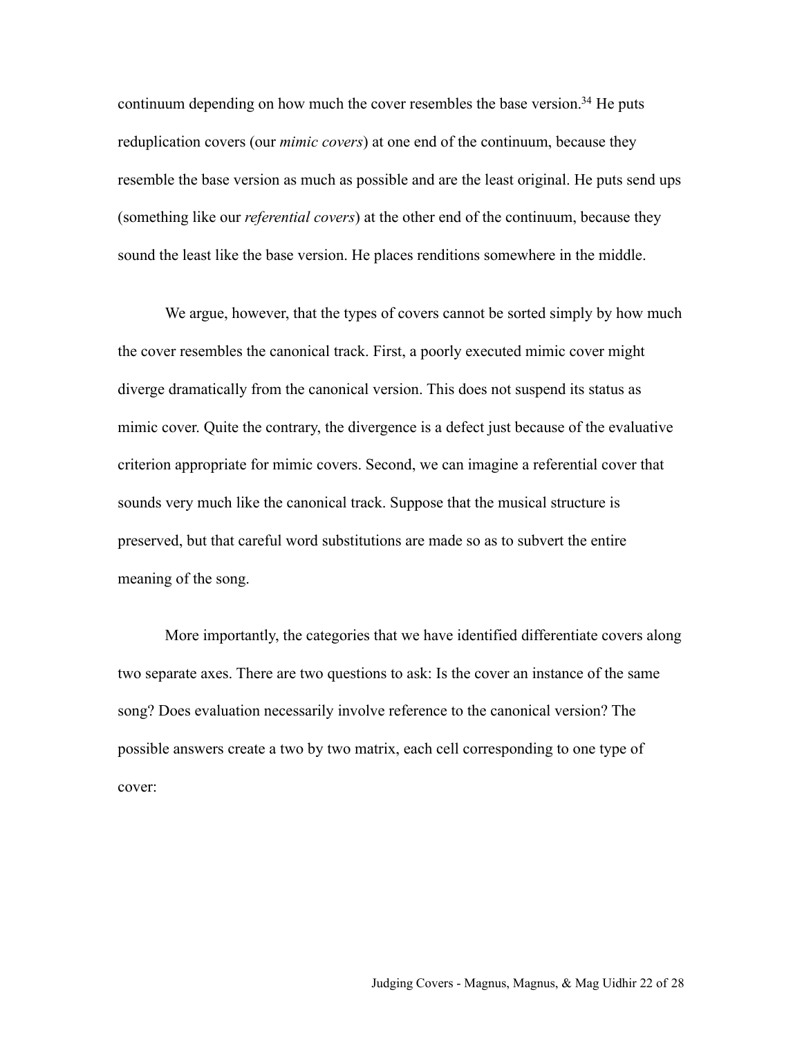continuum depending on how much the cover resembles the base version.[34] He puts reduplication covers (our *mimic covers*) at one end of the continuum, because they resemble the base version as much as possible and are the least original. He puts send ups (something like our *referential covers*) at the other end of the continuum, because they sound the least like the base version. He places renditions somewhere in the middle.

We argue, however, that the types of covers cannot be sorted simply by how much the cover resembles the canonical track. First, a poorly executed mimic cover might diverge dramatically from the canonical version. This does not suspend its status as mimic cover. Quite the contrary, the divergence is a defect just because of the evaluative criterion appropriate for mimic covers. Second, we can imagine a referential cover that sounds very much like the canonical track. Suppose that the musical structure is preserved, but that careful word substitutions are made so as to subvert the entire meaning of the song.

More importantly, the categories that we have identified differentiate covers along two separate axes. There are two questions to ask: Is the cover an instance of the same song? Does evaluation necessarily involve reference to the canonical version? The possible answers create a two by two matrix, each cell corresponding to one type of cover: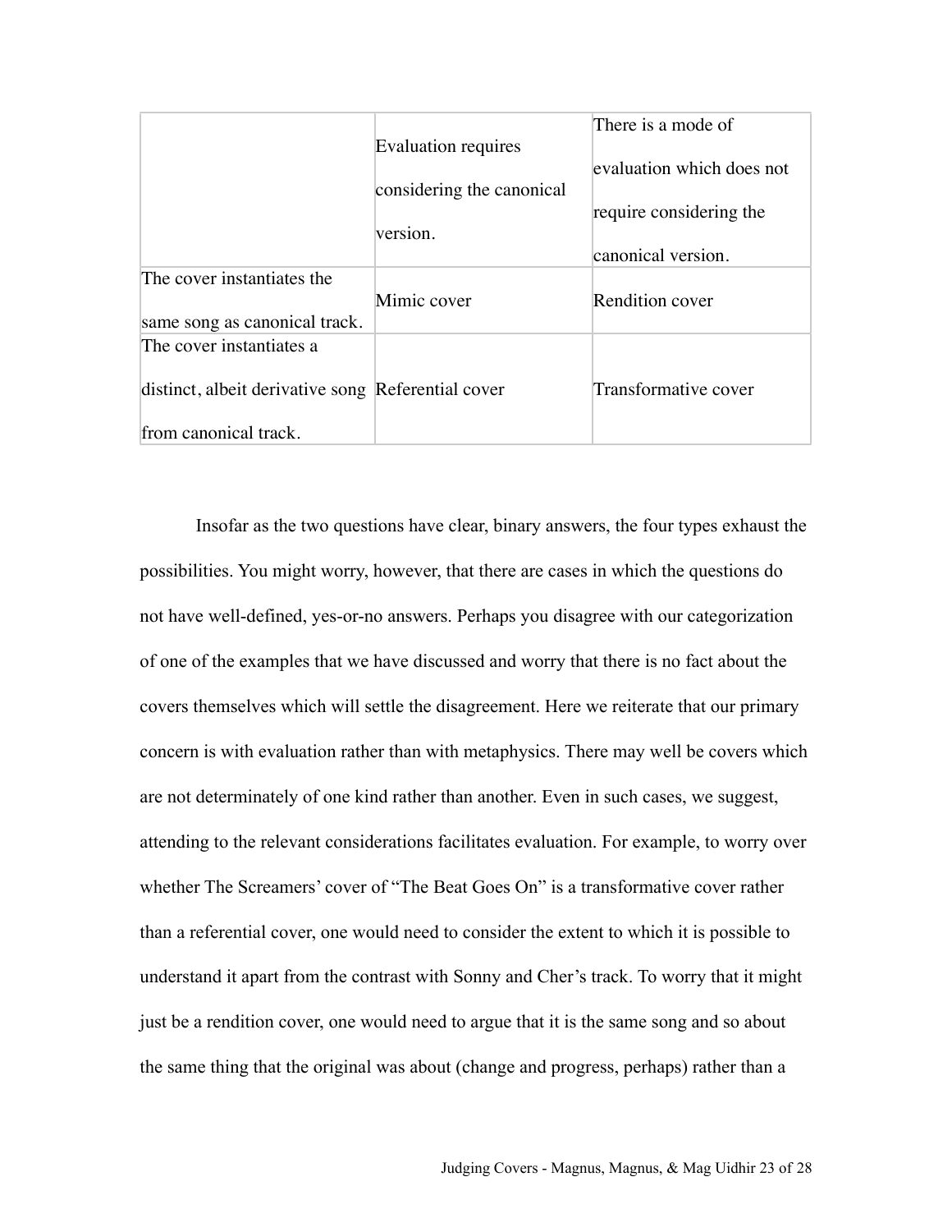| | Evaluation requires considering the canonical version. | There is a mode of evaluation which does not require considering the canonical version. |
|---|---|---|
| The cover instantiates the same song as canonical track. | Mimic cover | Rendition cover |
| The cover instantiates a distinct, albeit derivative song from canonical track. | Referential cover | Transformative cover |

Insofar as the two questions have clear, binary answers, the four types exhaust the possibilities. You might worry, however, that there are cases in which the questions do not have well-defined, yes-or-no answers. Perhaps you disagree with our categorization of one of the examples that we have discussed and worry that there is no fact about the covers themselves which will settle the disagreement. Here we reiterate that our primary concern is with evaluation rather than with metaphysics. There may well be covers which are not determinately of one kind rather than another. Even in such cases, we suggest, attending to the relevant considerations facilitates evaluation. For example, to worry over whether The Screamers' cover of "The Beat Goes On" is a transformative cover rather than a referential cover, one would need to consider the extent to which it is possible to understand it apart from the contrast with Sonny and Cher's track. To worry that it might just be a rendition cover, one would need to argue that it is the same song and so about the same thing that the original was about (change and progress, perhaps) rather than a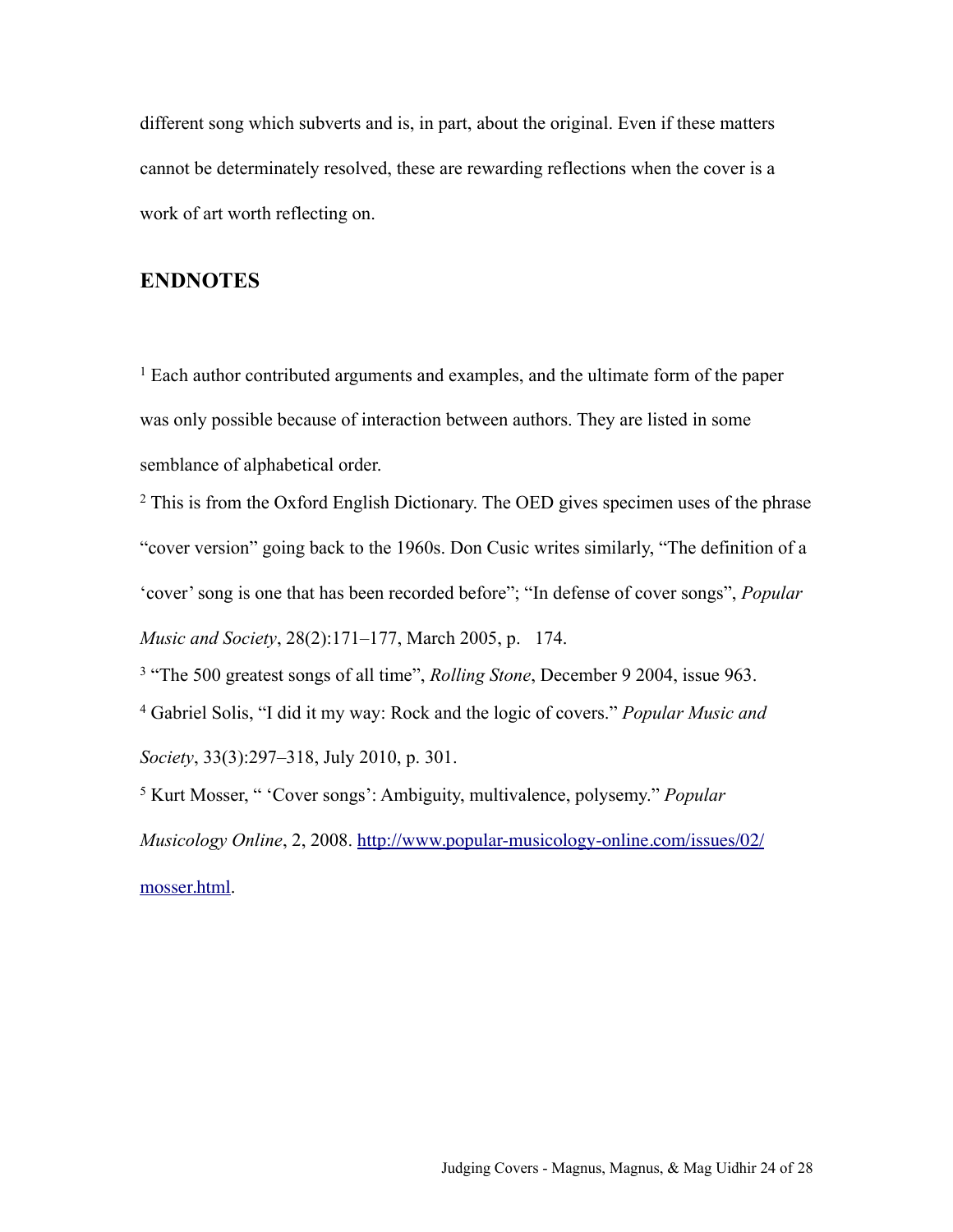different song which subverts and is, in part, about the original. Even if these matters cannot be determinately resolved, these are rewarding reflections when the cover is a work of art worth reflecting on.

## ENDNOTES

[1] Each author contributed arguments and examples, and the ultimate form of the paper was only possible because of interaction between authors. They are listed in some semblance of alphabetical order.

[2] This is from the Oxford English Dictionary. The OED gives specimen uses of the phrase "cover version" going back to the 1960s. Don Cusic writes similarly, "The definition of a 'cover' song is one that has been recorded before"; "In defense of cover songs", *Popular Music and Society*, 28(2):171–177, March 2005, p. 174.

[3] "The 500 greatest songs of all time", *Rolling Stone*, December 9 2004, issue 963.

[4] Gabriel Solis, "I did it my way: Rock and the logic of covers." *Popular Music and Society*, 33(3):297–318, July 2010, p. 301.

[5] Kurt Mosser, " 'Cover songs': Ambiguity, multivalence, polysemy." *Popular Musicology Online*, 2, 2008. http://www.popular-musicology-online.com/issues/02/mosser.html.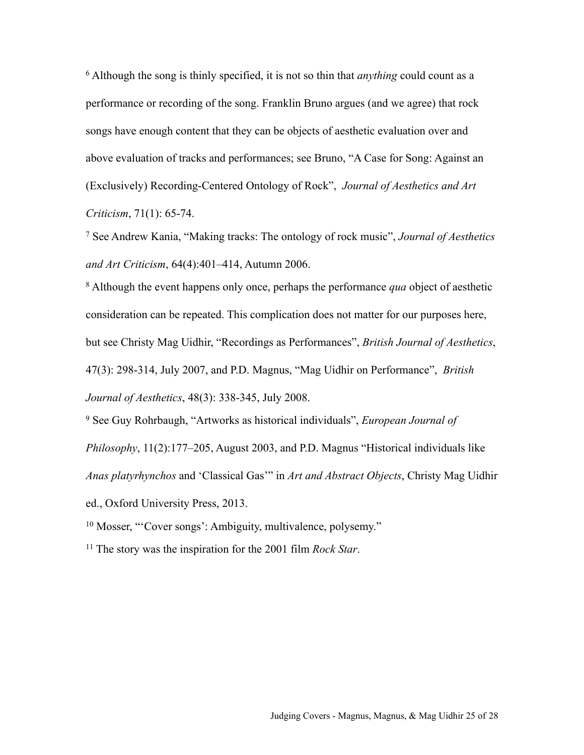[6] Although the song is thinly specified, it is not so thin that *anything* could count as a performance or recording of the song. Franklin Bruno argues (and we agree) that rock songs have enough content that they can be objects of aesthetic evaluation over and above evaluation of tracks and performances; see Bruno, "A Case for Song: Against an (Exclusively) Recording-Centered Ontology of Rock", *Journal of Aesthetics and Art Criticism*, 71(1): 65-74.

[7] See Andrew Kania, "Making tracks: The ontology of rock music", *Journal of Aesthetics and Art Criticism*, 64(4):401–414, Autumn 2006.

[8] Although the event happens only once, perhaps the performance *qua* object of aesthetic consideration can be repeated. This complication does not matter for our purposes here, but see Christy Mag Uidhir, "Recordings as Performances", *British Journal of Aesthetics*, 47(3): 298-314, July 2007, and P.D. Magnus, "Mag Uidhir on Performance", *British Journal of Aesthetics*, 48(3): 338-345, July 2008.

[9] See Guy Rohrbaugh, "Artworks as historical individuals", *European Journal of Philosophy*, 11(2):177–205, August 2003, and P.D. Magnus "Historical individuals like *Anas platyrhynchos* and 'Classical Gas'" in *Art and Abstract Objects*, Christy Mag Uidhir ed., Oxford University Press, 2013.

[10] Mosser, "'Cover songs': Ambiguity, multivalence, polysemy."

[11] The story was the inspiration for the 2001 film *Rock Star*.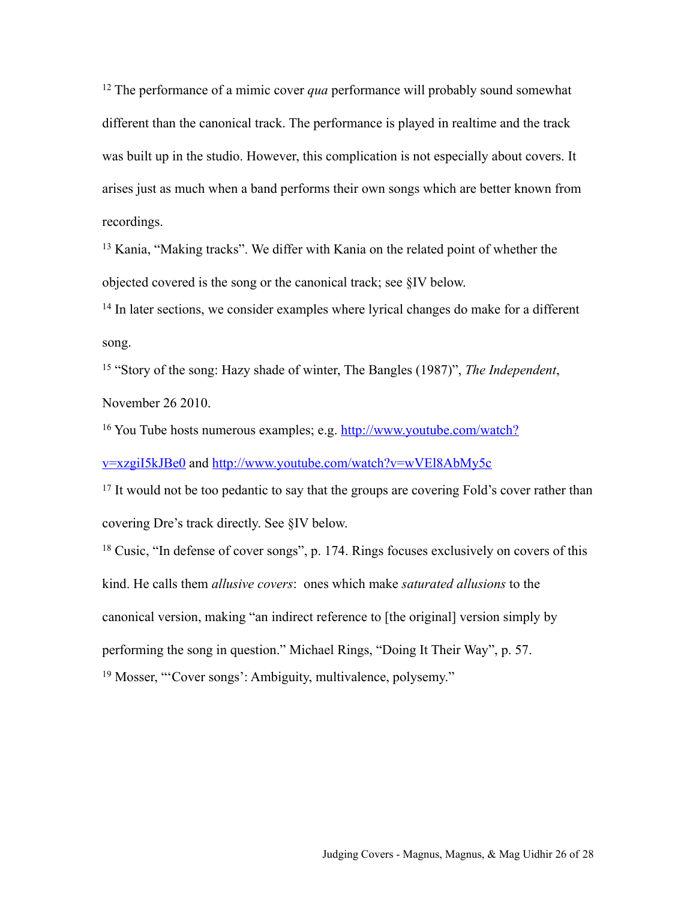[12] The performance of a mimic cover *qua* performance will probably sound somewhat different than the canonical track. The performance is played in realtime and the track was built up in the studio. However, this complication is not especially about covers. It arises just as much when a band performs their own songs which are better known from recordings.

[13] Kania, "Making tracks". We differ with Kania on the related point of whether the objected covered is the song or the canonical track; see §IV below.

[14] In later sections, we consider examples where lyrical changes do make for a different song.

[15] "Story of the song: Hazy shade of winter, The Bangles (1987)", *The Independent*, November 26 2010.

[16] You Tube hosts numerous examples; e.g. [http://www.youtube.com/watch?v=xzgiI5kJBe0](http://www.youtube.com/watch?v=xzgiI5kJBe0) and [http://www.youtube.com/watch?v=wVEl8AbMy5c](http://www.youtube.com/watch?v=wVEl8AbMy5c)

[17] It would not be too pedantic to say that the groups are covering Fold's cover rather than covering Dre's track directly. See §IV below.

[18] Cusic, "In defense of cover songs", p. 174. Rings focuses exclusively on covers of this kind. He calls them *allusive covers*: ones which make *saturated allusions* to the canonical version, making "an indirect reference to [the original] version simply by performing the song in question." Michael Rings, "Doing It Their Way", p. 57.

[19] Mosser, "'Cover songs': Ambiguity, multivalence, polysemy."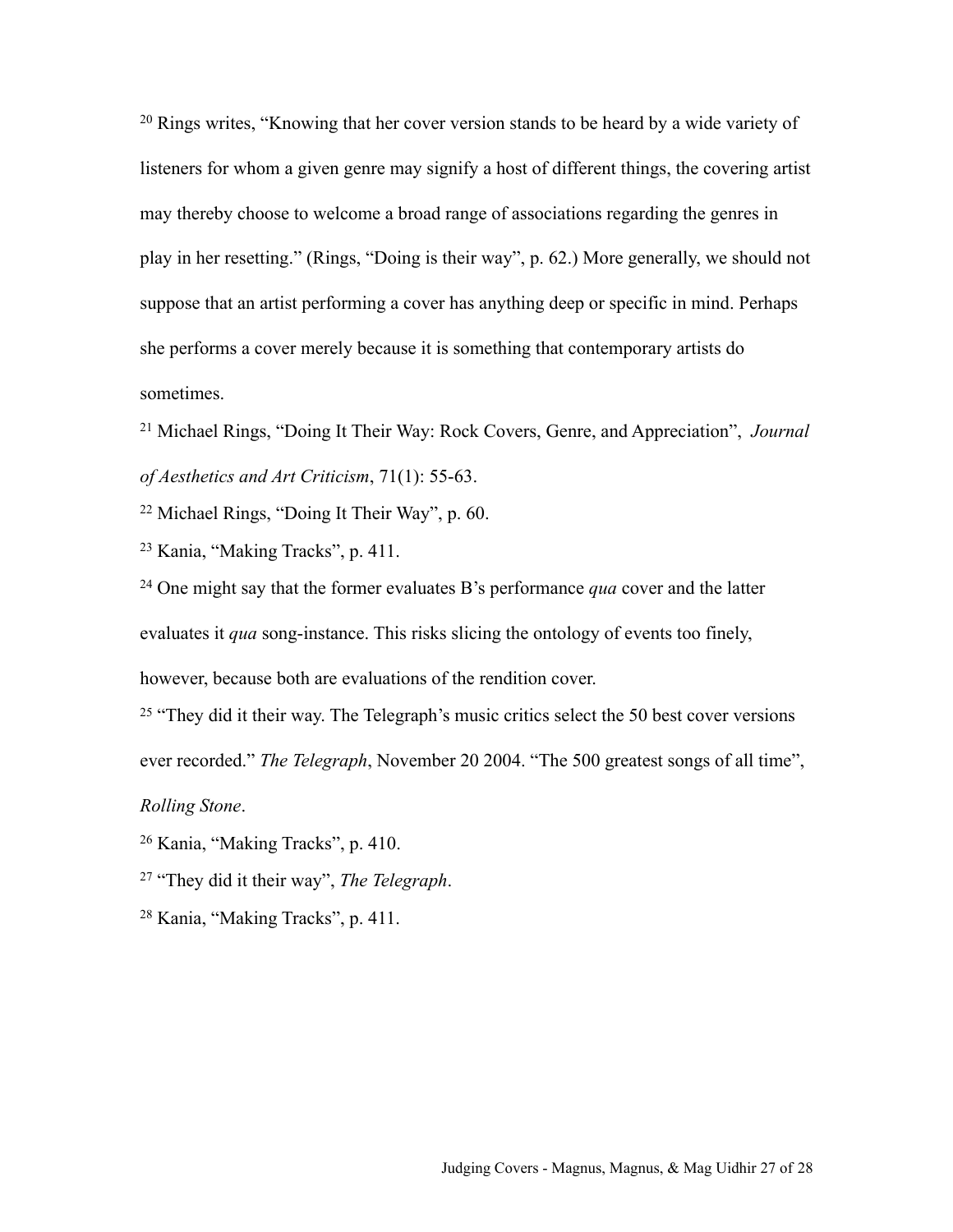[20] Rings writes, "Knowing that her cover version stands to be heard by a wide variety of listeners for whom a given genre may signify a host of different things, the covering artist may thereby choose to welcome a broad range of associations regarding the genres in play in her resetting." (Rings, "Doing is their way", p. 62.) More generally, we should not suppose that an artist performing a cover has anything deep or specific in mind. Perhaps she performs a cover merely because it is something that contemporary artists do sometimes.

[21] Michael Rings, "Doing It Their Way: Rock Covers, Genre, and Appreciation", *Journal of Aesthetics and Art Criticism*, 71(1): 55-63.

[22] Michael Rings, "Doing It Their Way", p. 60.

[23] Kania, "Making Tracks", p. 411.

[24] One might say that the former evaluates B's performance *qua* cover and the latter evaluates it *qua* song-instance. This risks slicing the ontology of events too finely, however, because both are evaluations of the rendition cover.

[25] "They did it their way. The Telegraph's music critics select the 50 best cover versions ever recorded." *The Telegraph*, November 20 2004. "The 500 greatest songs of all time", *Rolling Stone*.

[26] Kania, "Making Tracks", p. 410.

[27] "They did it their way", *The Telegraph*.

[28] Kania, "Making Tracks", p. 411.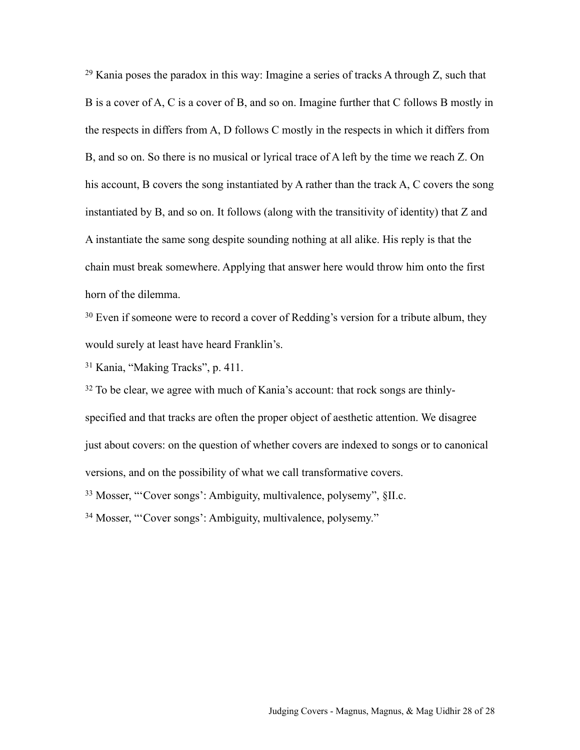[29] Kania poses the paradox in this way: Imagine a series of tracks A through Z, such that B is a cover of A, C is a cover of B, and so on. Imagine further that C follows B mostly in the respects in differs from A, D follows C mostly in the respects in which it differs from B, and so on. So there is no musical or lyrical trace of A left by the time we reach Z. On his account, B covers the song instantiated by A rather than the track A, C covers the song instantiated by B, and so on. It follows (along with the transitivity of identity) that Z and A instantiate the same song despite sounding nothing at all alike. His reply is that the chain must break somewhere. Applying that answer here would throw him onto the first horn of the dilemma.

[30] Even if someone were to record a cover of Redding's version for a tribute album, they would surely at least have heard Franklin's.

[31] Kania, "Making Tracks", p. 411.

[32] To be clear, we agree with much of Kania's account: that rock songs are thinly-specified and that tracks are often the proper object of aesthetic attention. We disagree just about covers: on the question of whether covers are indexed to songs or to canonical versions, and on the possibility of what we call transformative covers.

[33] Mosser, "'Cover songs': Ambiguity, multivalence, polysemy", §II.c.

[34] Mosser, "'Cover songs': Ambiguity, multivalence, polysemy."